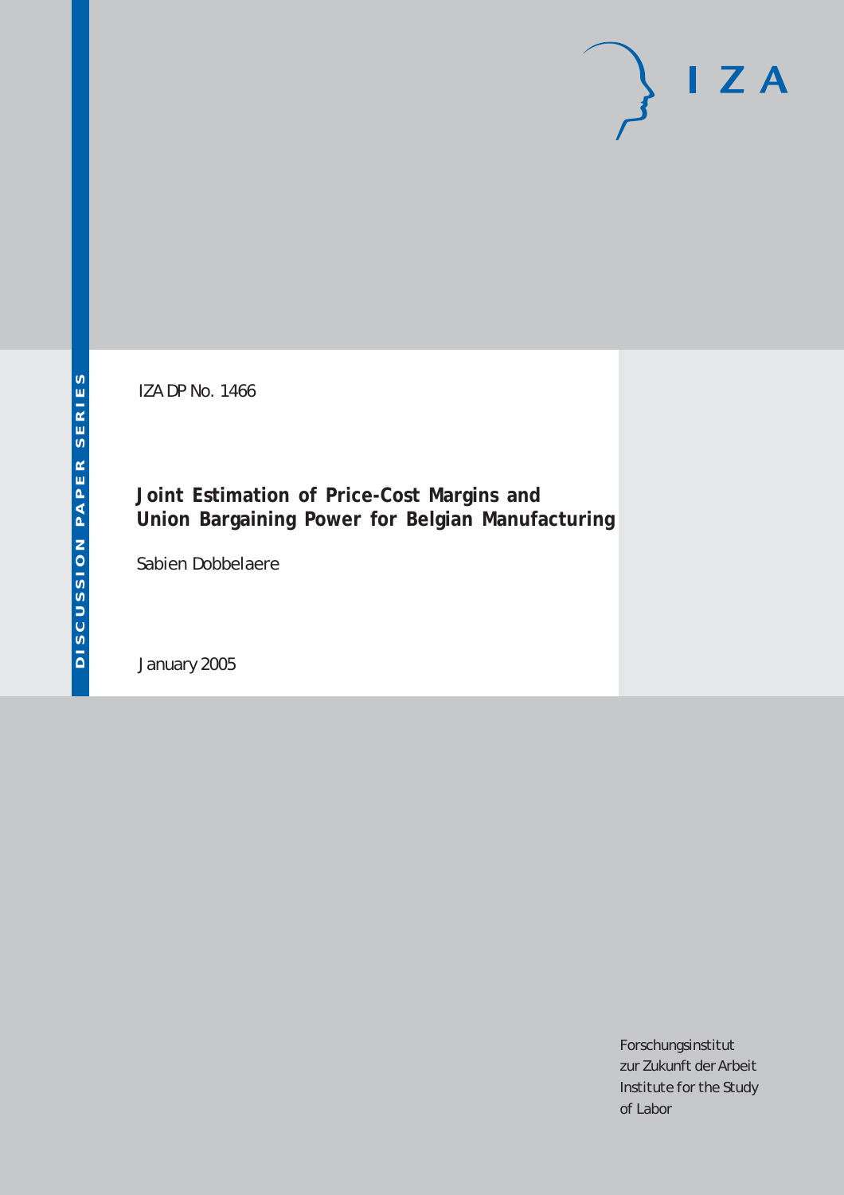IZA

DISCUSSION PAPER SERIES

IZA DP No. 1466

# Joint Estimation of Price-Cost Margins and Union Bargaining Power for Belgian Manufacturing

Sabien Dobbelaere

January 2005

Forschungsinstitut
zur Zukunft der Arbeit
Institute for the Study
of Labor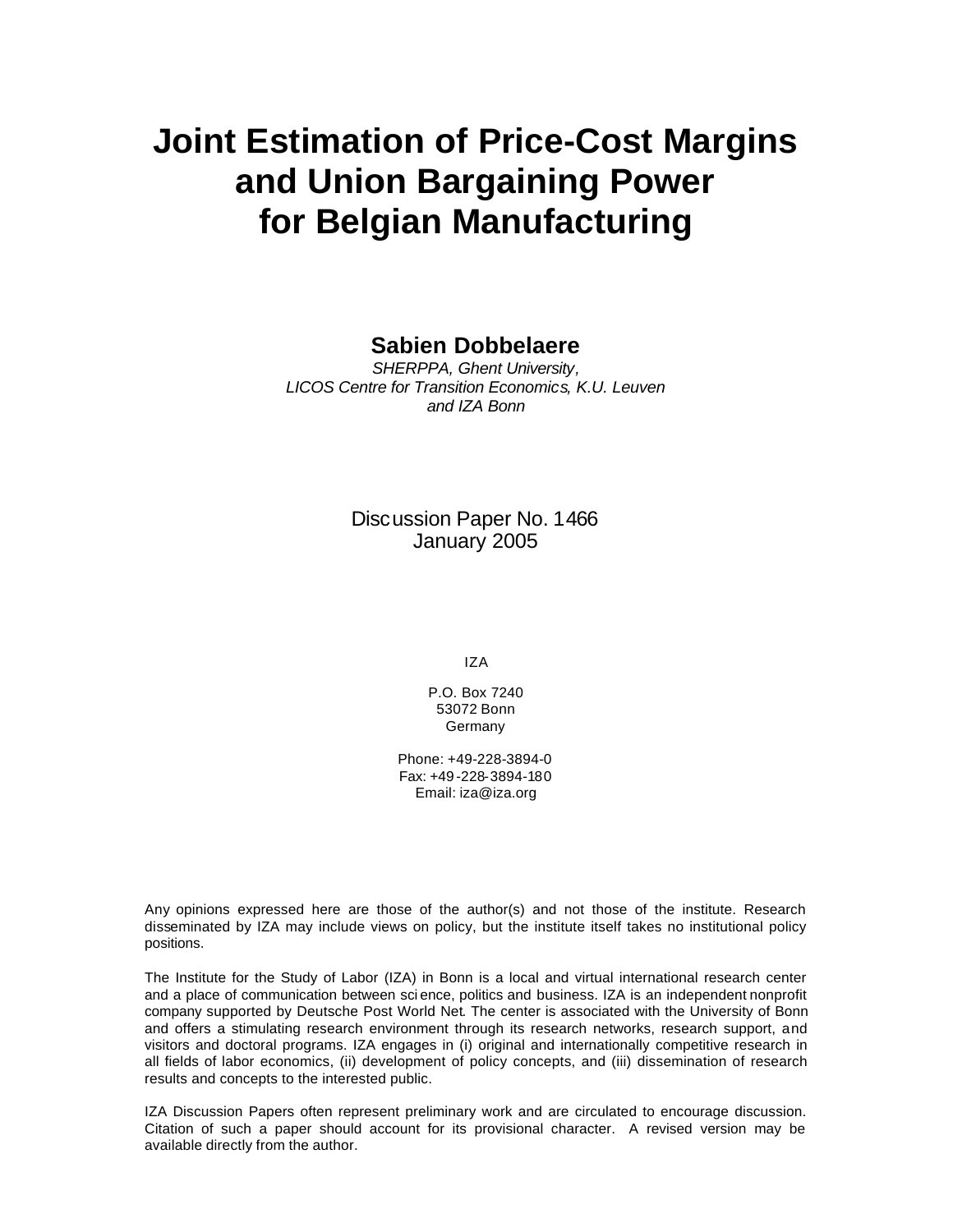# Joint Estimation of Price-Cost Margins and Union Bargaining Power for Belgian Manufacturing

**Sabien Dobbelaere**

*SHERPPA, Ghent University,*
*LICOS Centre for Transition Economics, K.U. Leuven*
*and IZA Bonn*

Discussion Paper No. 1466
January 2005

IZA

P.O. Box 7240
53072 Bonn
Germany

Phone: +49-228-3894-0
Fax: +49-228-3894-180
Email: iza@iza.org

Any opinions expressed here are those of the author(s) and not those of the institute. Research disseminated by IZA may include views on policy, but the institute itself takes no institutional policy positions.

The Institute for the Study of Labor (IZA) in Bonn is a local and virtual international research center and a place of communication between science, politics and business. IZA is an independent nonprofit company supported by Deutsche Post World Net. The center is associated with the University of Bonn and offers a stimulating research environment through its research networks, research support, and visitors and doctoral programs. IZA engages in (i) original and internationally competitive research in all fields of labor economics, (ii) development of policy concepts, and (iii) dissemination of research results and concepts to the interested public.

IZA Discussion Papers often represent preliminary work and are circulated to encourage discussion. Citation of such a paper should account for its provisional character. A revised version may be available directly from the author.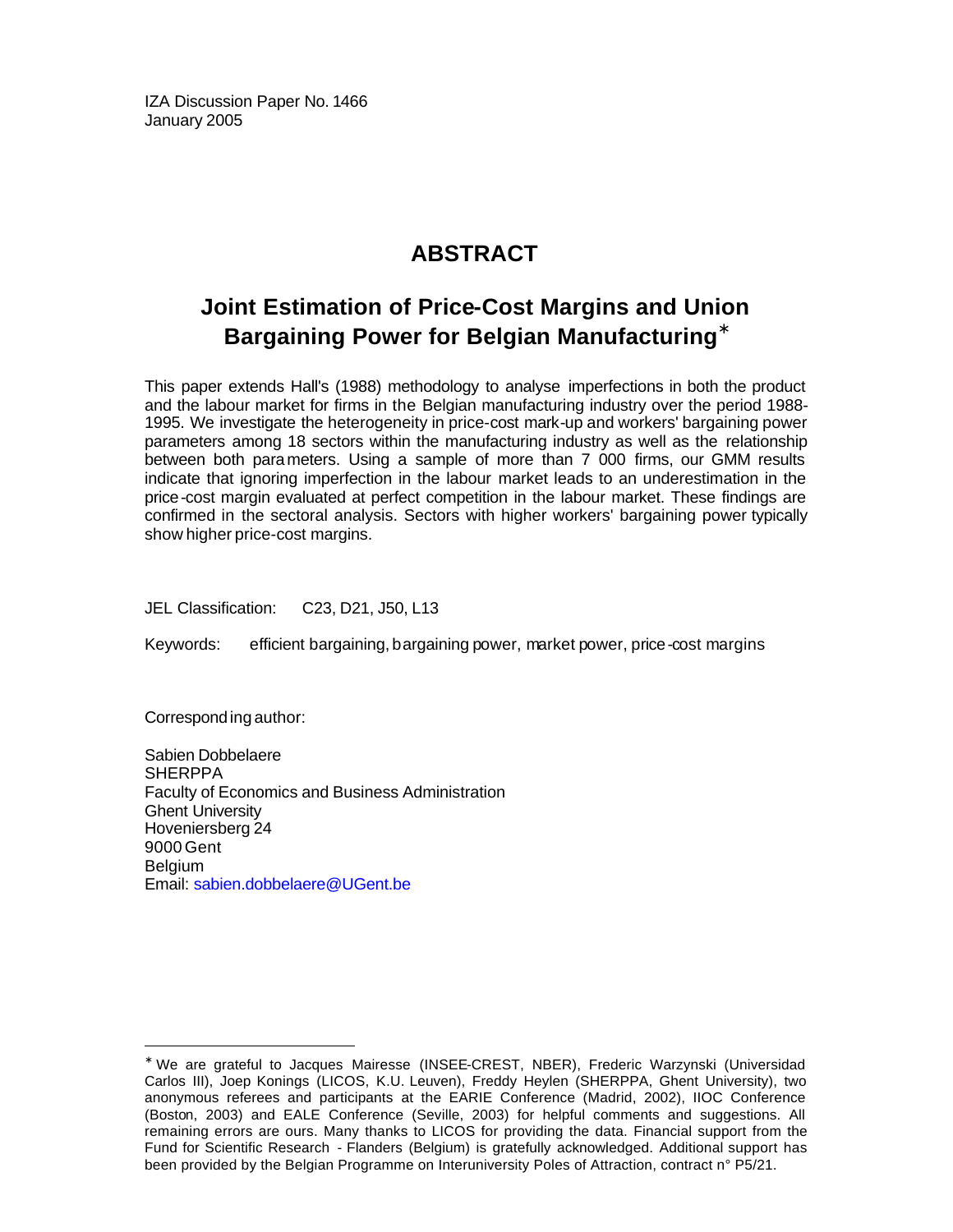IZA Discussion Paper No. 1466
January 2005

# ABSTRACT

## Joint Estimation of Price-Cost Margins and Union Bargaining Power for Belgian Manufacturing[*]

This paper extends Hall's (1988) methodology to analyse imperfections in both the product and the labour market for firms in the Belgian manufacturing industry over the period 1988-1995. We investigate the heterogeneity in price-cost mark-up and workers' bargaining power parameters among 18 sectors within the manufacturing industry as well as the relationship between both parameters. Using a sample of more than 7 000 firms, our GMM results indicate that ignoring imperfection in the labour market leads to an underestimation in the price-cost margin evaluated at perfect competition in the labour market. These findings are confirmed in the sectoral analysis. Sectors with higher workers' bargaining power typically show higher price-cost margins.

JEL Classification: C23, D21, J50, L13

Keywords: efficient bargaining, bargaining power, market power, price-cost margins

Corresponding author:

Sabien Dobbelaere
SHERPPA
Faculty of Economics and Business Administration
Ghent University
Hoveniersberg 24
9000 Gent
Belgium
Email: sabien.dobbelaere@UGent.be

---

[*] We are grateful to Jacques Mairesse (INSEE-CREST, NBER), Frederic Warzynski (Universidad Carlos III), Joep Konings (LICOS, K.U. Leuven), Freddy Heylen (SHERPPA, Ghent University), two anonymous referees and participants at the EARIE Conference (Madrid, 2002), IIOC Conference (Boston, 2003) and EALE Conference (Seville, 2003) for helpful comments and suggestions. All remaining errors are ours. Many thanks to LICOS for providing the data. Financial support from the Fund for Scientific Research - Flanders (Belgium) is gratefully acknowledged. Additional support has been provided by the Belgian Programme on Interuniversity Poles of Attraction, contract n° P5/21.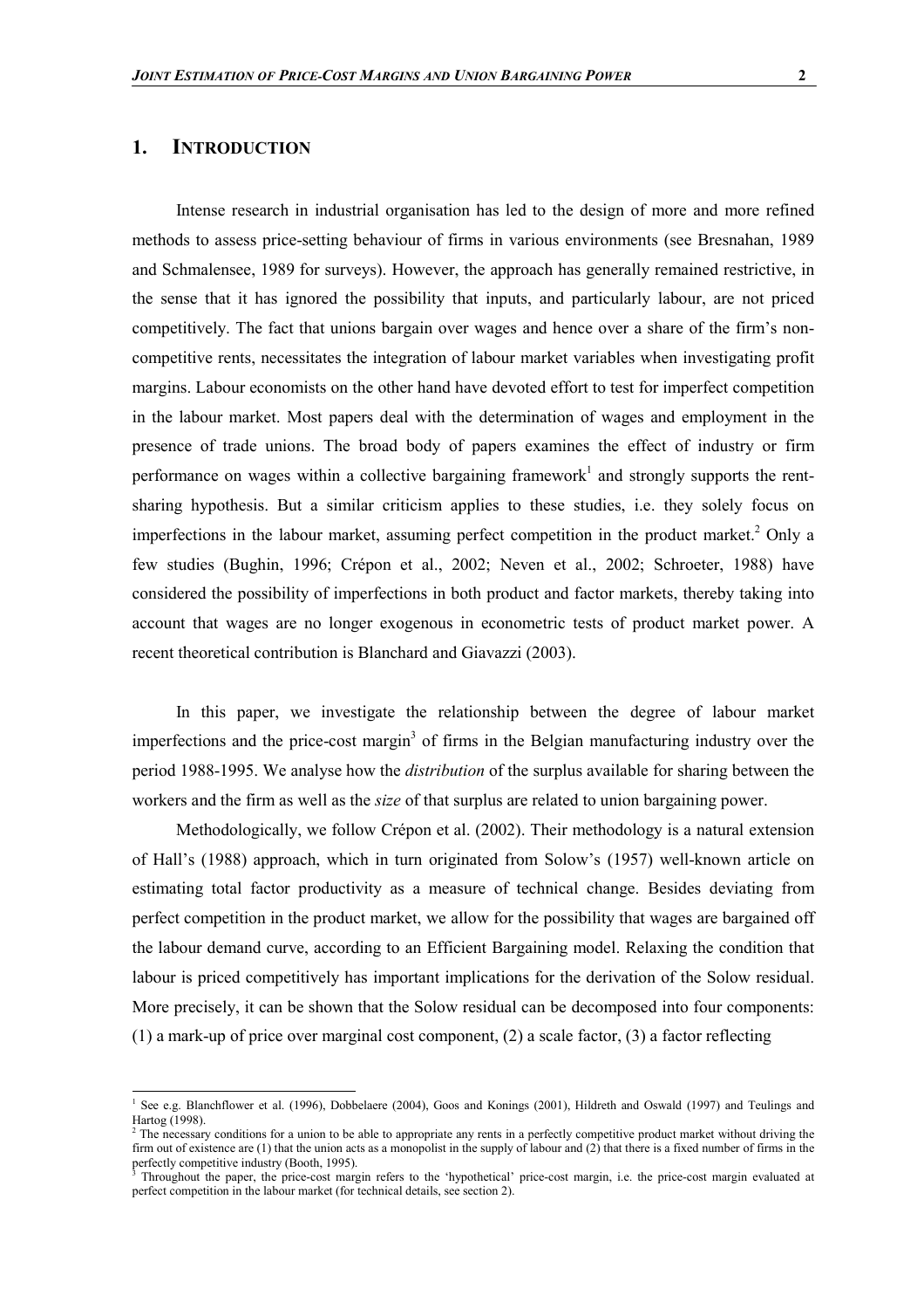## 1. INTRODUCTION

Intense research in industrial organisation has led to the design of more and more refined methods to assess price-setting behaviour of firms in various environments (see Bresnahan, 1989 and Schmalensee, 1989 for surveys). However, the approach has generally remained restrictive, in the sense that it has ignored the possibility that inputs, and particularly labour, are not priced competitively. The fact that unions bargain over wages and hence over a share of the firm's non-competitive rents, necessitates the integration of labour market variables when investigating profit margins. Labour economists on the other hand have devoted effort to test for imperfect competition in the labour market. Most papers deal with the determination of wages and employment in the presence of trade unions. The broad body of papers examines the effect of industry or firm performance on wages within a collective bargaining framework[1] and strongly supports the rent-sharing hypothesis. But a similar criticism applies to these studies, i.e. they solely focus on imperfections in the labour market, assuming perfect competition in the product market.[2] Only a few studies (Bughin, 1996; Crépon et al., 2002; Neven et al., 2002; Schroeter, 1988) have considered the possibility of imperfections in both product and factor markets, thereby taking into account that wages are no longer exogenous in econometric tests of product market power. A recent theoretical contribution is Blanchard and Giavazzi (2003).

In this paper, we investigate the relationship between the degree of labour market imperfections and the price-cost margin[3] of firms in the Belgian manufacturing industry over the period 1988-1995. We analyse how the *distribution* of the surplus available for sharing between the workers and the firm as well as the *size* of that surplus are related to union bargaining power.

Methodologically, we follow Crépon et al. (2002). Their methodology is a natural extension of Hall's (1988) approach, which in turn originated from Solow's (1957) well-known article on estimating total factor productivity as a measure of technical change. Besides deviating from perfect competition in the product market, we allow for the possibility that wages are bargained off the labour demand curve, according to an Efficient Bargaining model. Relaxing the condition that labour is priced competitively has important implications for the derivation of the Solow residual. More precisely, it can be shown that the Solow residual can be decomposed into four components: (1) a mark-up of price over marginal cost component, (2) a scale factor, (3) a factor reflecting

---

[1] See e.g. Blanchflower et al. (1996), Dobbelaere (2004), Goos and Konings (2001), Hildreth and Oswald (1997) and Teulings and Hartog (1998).

[2] The necessary conditions for a union to be able to appropriate any rents in a perfectly competitive product market without driving the firm out of existence are (1) that the union acts as a monopolist in the supply of labour and (2) that there is a fixed number of firms in the perfectly competitive industry (Booth, 1995).

[3] Throughout the paper, the price-cost margin refers to the 'hypothetical' price-cost margin, i.e. the price-cost margin evaluated at perfect competition in the labour market (for technical details, see section 2).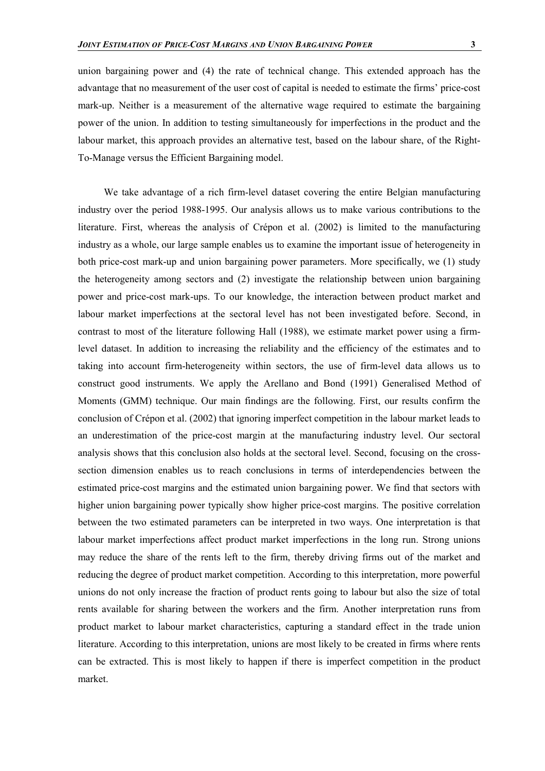union bargaining power and (4) the rate of technical change. This extended approach has the advantage that no measurement of the user cost of capital is needed to estimate the firms' price-cost mark-up. Neither is a measurement of the alternative wage required to estimate the bargaining power of the union. In addition to testing simultaneously for imperfections in the product and the labour market, this approach provides an alternative test, based on the labour share, of the Right-To-Manage versus the Efficient Bargaining model.

We take advantage of a rich firm-level dataset covering the entire Belgian manufacturing industry over the period 1988-1995. Our analysis allows us to make various contributions to the literature. First, whereas the analysis of Crépon et al. (2002) is limited to the manufacturing industry as a whole, our large sample enables us to examine the important issue of heterogeneity in both price-cost mark-up and union bargaining power parameters. More specifically, we (1) study the heterogeneity among sectors and (2) investigate the relationship between union bargaining power and price-cost mark-ups. To our knowledge, the interaction between product market and labour market imperfections at the sectoral level has not been investigated before. Second, in contrast to most of the literature following Hall (1988), we estimate market power using a firm-level dataset. In addition to increasing the reliability and the efficiency of the estimates and to taking into account firm-heterogeneity within sectors, the use of firm-level data allows us to construct good instruments. We apply the Arellano and Bond (1991) Generalised Method of Moments (GMM) technique. Our main findings are the following. First, our results confirm the conclusion of Crépon et al. (2002) that ignoring imperfect competition in the labour market leads to an underestimation of the price-cost margin at the manufacturing industry level. Our sectoral analysis shows that this conclusion also holds at the sectoral level. Second, focusing on the cross-section dimension enables us to reach conclusions in terms of interdependencies between the estimated price-cost margins and the estimated union bargaining power. We find that sectors with higher union bargaining power typically show higher price-cost margins. The positive correlation between the two estimated parameters can be interpreted in two ways. One interpretation is that labour market imperfections affect product market imperfections in the long run. Strong unions may reduce the share of the rents left to the firm, thereby driving firms out of the market and reducing the degree of product market competition. According to this interpretation, more powerful unions do not only increase the fraction of product rents going to labour but also the size of total rents available for sharing between the workers and the firm. Another interpretation runs from product market to labour market characteristics, capturing a standard effect in the trade union literature. According to this interpretation, unions are most likely to be created in firms where rents can be extracted. This is most likely to happen if there is imperfect competition in the product market.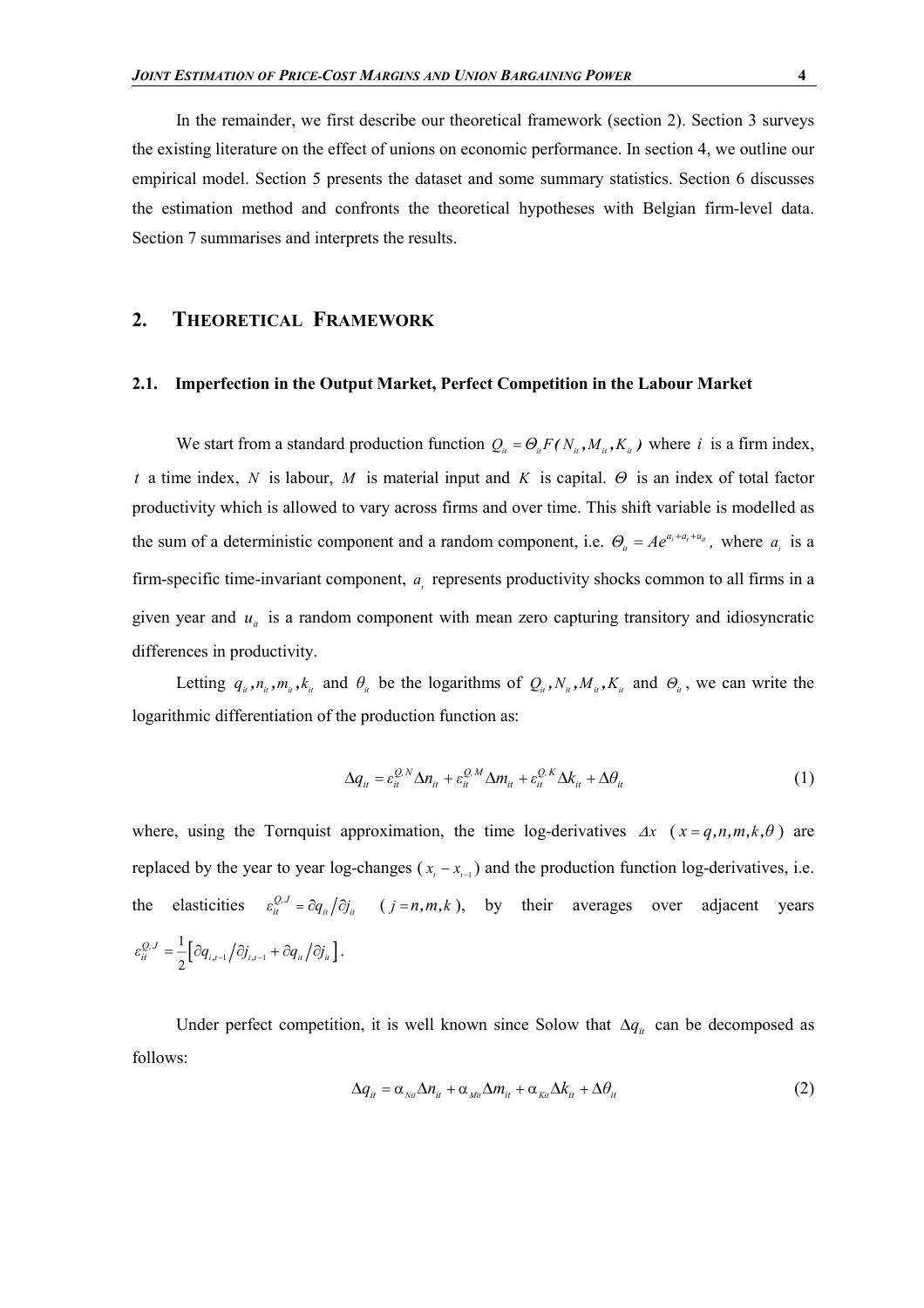In the remainder, we first describe our theoretical framework (section 2). Section 3 surveys the existing literature on the effect of unions on economic performance. In section 4, we outline our empirical model. Section 5 presents the dataset and some summary statistics. Section 6 discusses the estimation method and confronts the theoretical hypotheses with Belgian firm-level data. Section 7 summarises and interprets the results.

## 2. Theoretical Framework

### 2.1. Imperfection in the Output Market, Perfect Competition in the Labour Market

We start from a standard production function $Q_{it} = \Theta_{it} F( N_{it}, M_{it}, K_{it} )$ where $i$ is a firm index, $t$ a time index, $N$ is labour, $M$ is material input and $K$ is capital. $\Theta$ is an index of total factor productivity which is allowed to vary across firms and over time. This shift variable is modelled as the sum of a deterministic component and a random component, i.e. $\Theta_{it} = Ae^{a_i + a_t + u_{it}}$, where $a_i$ is a firm-specific time-invariant component, $a_t$ represents productivity shocks common to all firms in a given year and $u_{it}$ is a random component with mean zero capturing transitory and idiosyncratic differences in productivity.

Letting $q_{it}, n_{it}, m_{it}, k_{it}$ and $\theta_{it}$ be the logarithms of $Q_{it}, N_{it}, M_{it}, K_{it}$ and $\Theta_{it}$, we can write the logarithmic differentiation of the production function as:

$$\Delta q_{it} = \varepsilon_{it}^{Q,N} \Delta n_{it} + \varepsilon_{it}^{Q,M} \Delta m_{it} + \varepsilon_{it}^{Q,K} \Delta k_{it} + \Delta \theta_{it} \tag{1}$$

where, using the Tornquist approximation, the time log-derivatives $\Delta x$ ($x = q, n, m, k, \theta$) are replaced by the year to year log-changes ($x_t - x_{t-1}$) and the production function log-derivatives, i.e. the elasticities $\varepsilon_{it}^{Q,J} = \partial q_{it} / \partial j_{it}$ ($j = n, m, k$), by their averages over adjacent years $\varepsilon_{it}^{Q,J} = \frac{1}{2}\left[ \partial q_{i,t-1} / \partial j_{i,t-1} + \partial q_{it} / \partial j_{it} \right]$.

Under perfect competition, it is well known since Solow that $\Delta q_{it}$ can be decomposed as follows:

$$\Delta q_{it} = \alpha_{Nit} \Delta n_{it} + \alpha_{Mit} \Delta m_{it} + \alpha_{Kit} \Delta k_{it} + \Delta \theta_{it} \tag{2}$$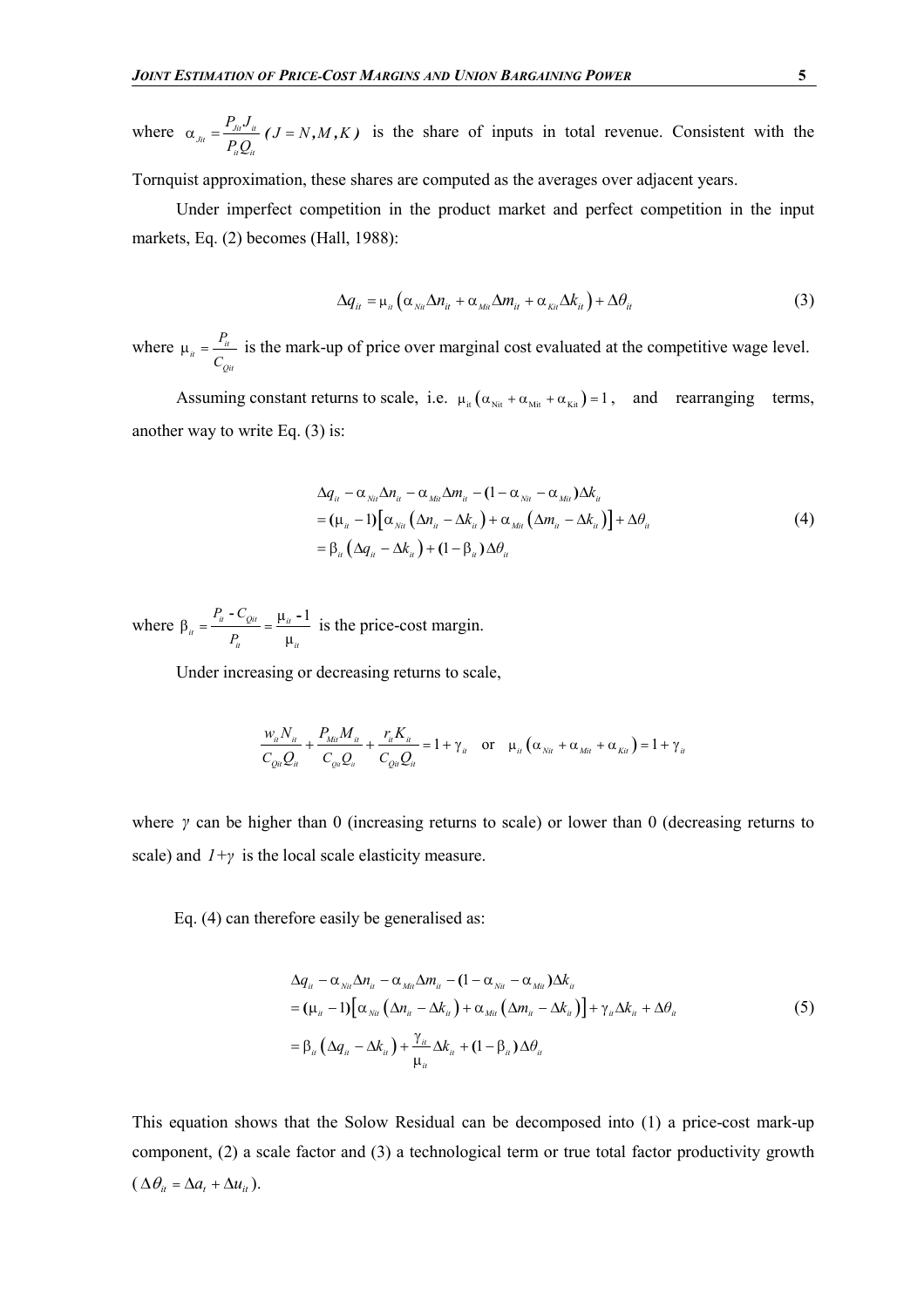where $\alpha_{Jit} = \dfrac{P_{Jit} J_{it}}{P_{it} Q_{it}}$ $(J = N, M, K)$ is the share of inputs in total revenue. Consistent with the Tornquist approximation, these shares are computed as the averages over adjacent years.

Under imperfect competition in the product market and perfect competition in the input markets, Eq. (2) becomes (Hall, 1988):

$$\Delta q_{it} = \mu_{it} \left( \alpha_{Nit} \Delta n_{it} + \alpha_{Mit} \Delta m_{it} + \alpha_{Kit} \Delta k_{it} \right) + \Delta \theta_{it} \tag{3}$$

where $\mu_{it} = \dfrac{P_{it}}{C_{Qit}}$ is the mark-up of price over marginal cost evaluated at the competitive wage level.

Assuming constant returns to scale, i.e. $\mu_{it} \left( \alpha_{Nit} + \alpha_{Mit} + \alpha_{Kit} \right) = 1$, and rearranging terms, another way to write Eq. (3) is:

$$\begin{aligned}
&\Delta q_{it} - \alpha_{Nit} \Delta n_{it} - \alpha_{Mit} \Delta m_{it} - (1 - \alpha_{Nit} - \alpha_{Mit}) \Delta k_{it} \\
&= (\mu_{it} - 1) \left[ \alpha_{Nit} \left( \Delta n_{it} - \Delta k_{it} \right) + \alpha_{Mit} \left( \Delta m_{it} - \Delta k_{it} \right) \right] + \Delta \theta_{it} \\
&= \beta_{it} \left( \Delta q_{it} - \Delta k_{it} \right) + (1 - \beta_{it}) \Delta \theta_{it}
\end{aligned} \tag{4}$$

where $\beta_{it} = \dfrac{P_{it} - C_{Qit}}{P_{it}} = \dfrac{\mu_{it} - 1}{\mu_{it}}$ is the price-cost margin.

Under increasing or decreasing returns to scale,

$$\frac{w_{it} N_{it}}{C_{Qit} Q_{it}} + \frac{P_{Mit} M_{it}}{C_{Qit} Q_{it}} + \frac{r_{it} K_{it}}{C_{Qit} Q_{it}} = 1 + \gamma_{it} \quad \text{or} \quad \mu_{it} \left( \alpha_{Nit} + \alpha_{Mit} + \alpha_{Kit} \right) = 1 + \gamma_{it}$$

where $\gamma$ can be higher than 0 (increasing returns to scale) or lower than 0 (decreasing returns to scale) and $1+\gamma$ is the local scale elasticity measure.

Eq. (4) can therefore easily be generalised as:

$$\begin{aligned}
&\Delta q_{it} - \alpha_{Nit} \Delta n_{it} - \alpha_{Mit} \Delta m_{it} - (1 - \alpha_{Nit} - \alpha_{Mit}) \Delta k_{it} \\
&= (\mu_{it} - 1) \left[ \alpha_{Nit} \left( \Delta n_{it} - \Delta k_{it} \right) + \alpha_{Mit} \left( \Delta m_{it} - \Delta k_{it} \right) \right] + \gamma_{it} \Delta k_{it} + \Delta \theta_{it} \\
&= \beta_{it} \left( \Delta q_{it} - \Delta k_{it} \right) + \frac{\gamma_{it}}{\mu_{it}} \Delta k_{it} + (1 - \beta_{it}) \Delta \theta_{it}
\end{aligned} \tag{5}$$

This equation shows that the Solow Residual can be decomposed into (1) a price-cost mark-up component, (2) a scale factor and (3) a technological term or true total factor productivity growth ($\Delta \theta_{it} = \Delta a_t + \Delta u_{it}$).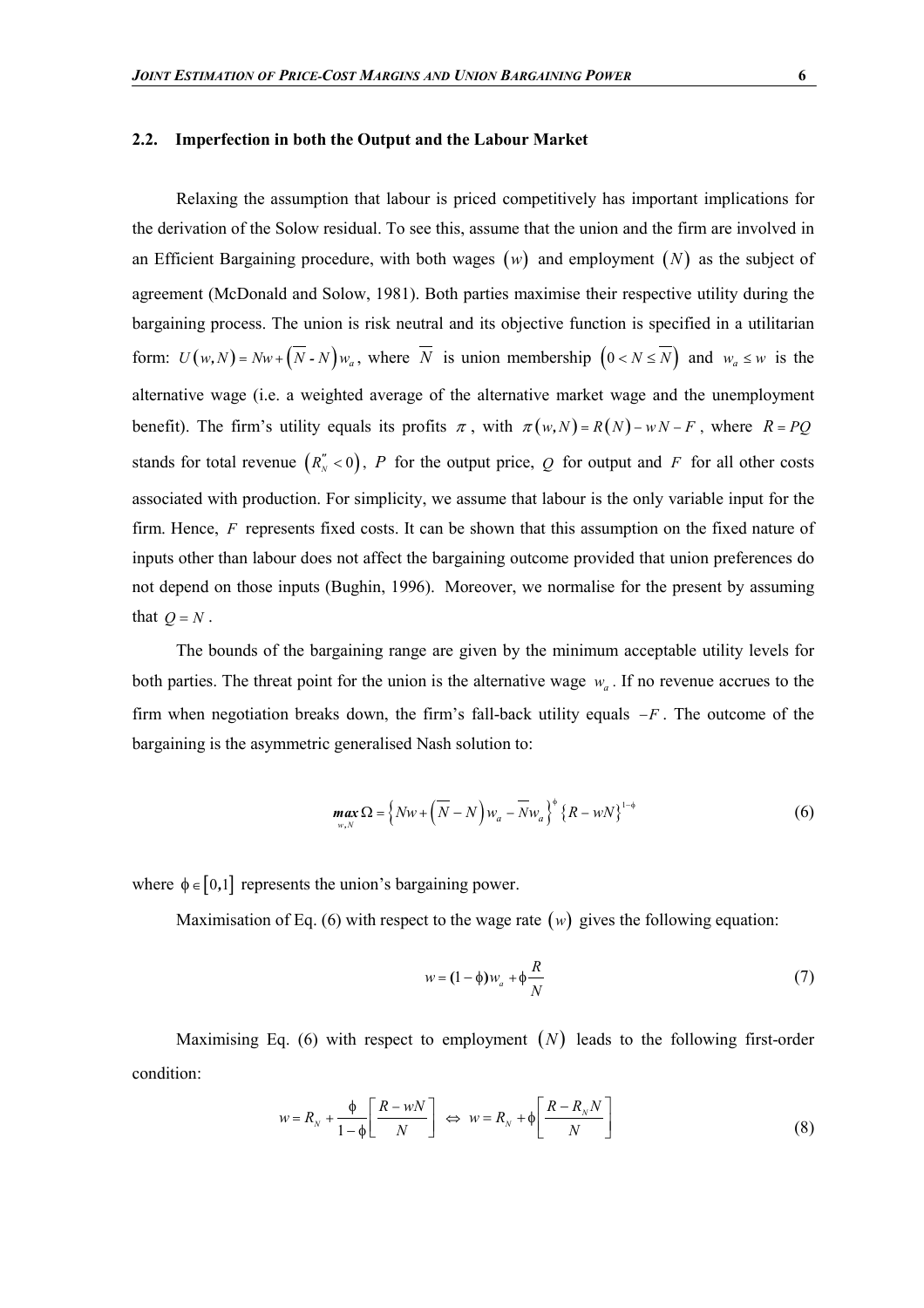### 2.2. Imperfection in both the Output and the Labour Market

Relaxing the assumption that labour is priced competitively has important implications for the derivation of the Solow residual. To see this, assume that the union and the firm are involved in an Efficient Bargaining procedure, with both wages $(w)$ and employment $(N)$ as the subject of agreement (McDonald and Solow, 1981). Both parties maximise their respective utility during the bargaining process. The union is risk neutral and its objective function is specified in a utilitarian form: $U(w,N) = Nw + (\overline{N} - N)w_a$, where $\overline{N}$ is union membership $(0 < N \leq \overline{N})$ and $w_a \leq w$ is the alternative wage (i.e. a weighted average of the alternative market wage and the unemployment benefit). The firm's utility equals its profits $\pi$, with $\pi(w,N) = R(N) - wN - F$, where $R = PQ$ stands for total revenue $(R_N'' < 0)$, $P$ for the output price, $Q$ for output and $F$ for all other costs associated with production. For simplicity, we assume that labour is the only variable input for the firm. Hence, $F$ represents fixed costs. It can be shown that this assumption on the fixed nature of inputs other than labour does not affect the bargaining outcome provided that union preferences do not depend on those inputs (Bughin, 1996). Moreover, we normalise for the present by assuming that $Q = N$.

The bounds of the bargaining range are given by the minimum acceptable utility levels for both parties. The threat point for the union is the alternative wage $w_a$. If no revenue accrues to the firm when negotiation breaks down, the firm's fall-back utility equals $-F$. The outcome of the bargaining is the asymmetric generalised Nash solution to:

$$\max_{w,N} \Omega = \left\{ Nw + \left(\overline{N} - N\right)w_a - \overline{N}w_a \right\}^{\phi} \left\{ R - wN \right\}^{1-\phi} \tag{6}$$

where $\phi \in [0,1]$ represents the union's bargaining power.

Maximisation of Eq. (6) with respect to the wage rate $(w)$ gives the following equation:

$$w = (1-\phi)w_a + \phi \frac{R}{N} \tag{7}$$

Maximising Eq. (6) with respect to employment $(N)$ leads to the following first-order condition:

$$w = R_N + \frac{\phi}{1-\phi}\left[\frac{R - wN}{N}\right] \Leftrightarrow w = R_N + \phi\left[\frac{R - R_N N}{N}\right] \tag{8}$$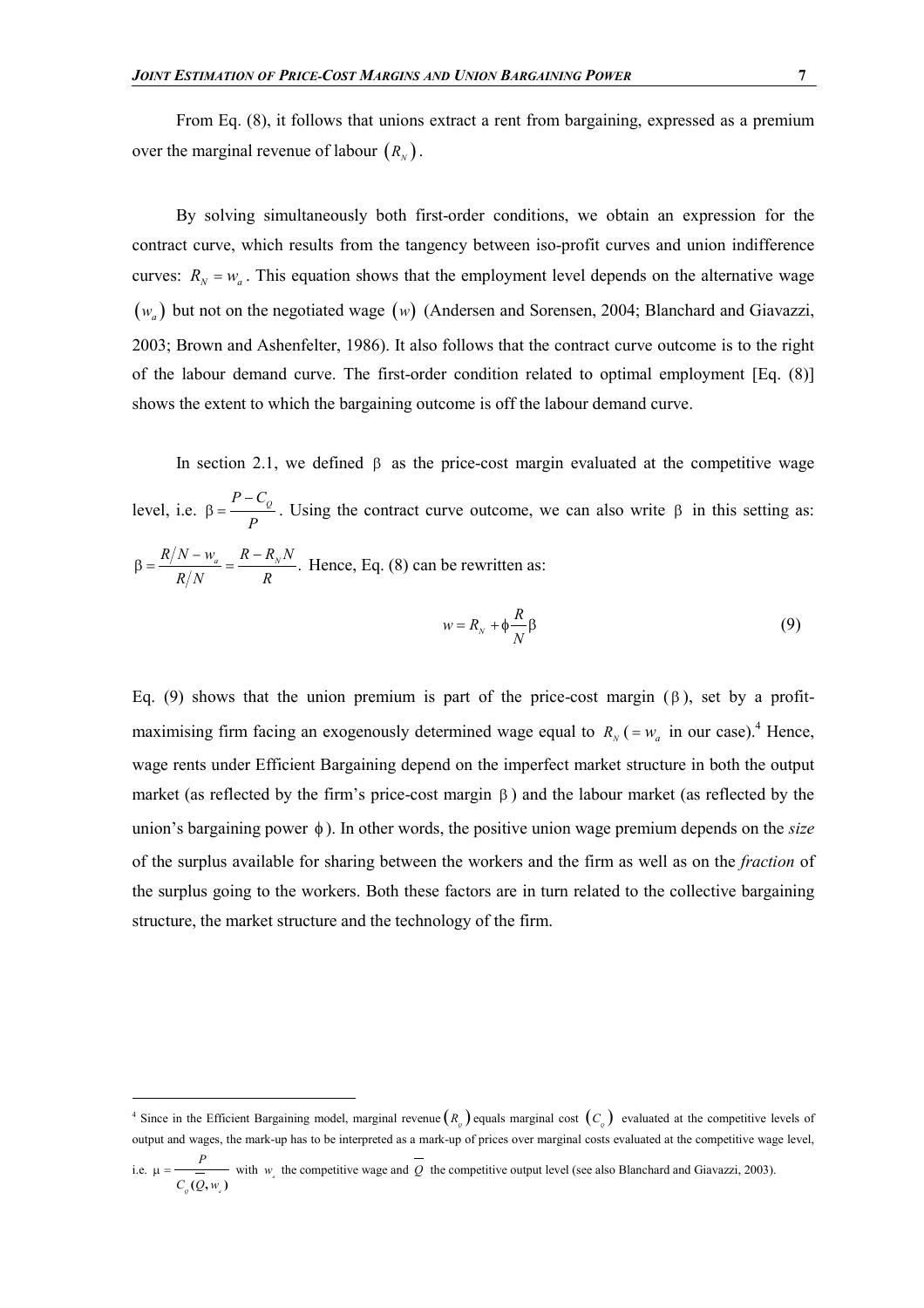From Eq. (8), it follows that unions extract a rent from bargaining, expressed as a premium over the marginal revenue of labour $(R_N)$.

By solving simultaneously both first-order conditions, we obtain an expression for the contract curve, which results from the tangency between iso-profit curves and union indifference curves: $R_N = w_a$. This equation shows that the employment level depends on the alternative wage $(w_a)$ but not on the negotiated wage $(w)$ (Andersen and Sorensen, 2004; Blanchard and Giavazzi, 2003; Brown and Ashenfelter, 1986). It also follows that the contract curve outcome is to the right of the labour demand curve. The first-order condition related to optimal employment [Eq. (8)] shows the extent to which the bargaining outcome is off the labour demand curve.

In section 2.1, we defined $\beta$ as the price-cost margin evaluated at the competitive wage level, i.e. $\beta = \frac{P - C_Q}{P}$. Using the contract curve outcome, we can also write $\beta$ in this setting as: $\beta = \frac{R/N - w_a}{R/N} = \frac{R - R_N N}{R}$. Hence, Eq. (8) can be rewritten as:

$$w = R_N + \phi \frac{R}{N} \beta \tag{9}$$

Eq. (9) shows that the union premium is part of the price-cost margin ($\beta$), set by a profit-maximising firm facing an exogenously determined wage equal to $R_N$ ($= w_a$ in our case).[4] Hence, wage rents under Efficient Bargaining depend on the imperfect market structure in both the output market (as reflected by the firm's price-cost margin $\beta$) and the labour market (as reflected by the union's bargaining power $\phi$). In other words, the positive union wage premium depends on the *size* of the surplus available for sharing between the workers and the firm as well as on the *fraction* of the surplus going to the workers. Both these factors are in turn related to the collective bargaining structure, the market structure and the technology of the firm.

---

[4] Since in the Efficient Bargaining model, marginal revenue $(R_Q)$ equals marginal cost $(C_Q)$ evaluated at the competitive levels of output and wages, the mark-up has to be interpreted as a mark-up of prices over marginal costs evaluated at the competitive wage level, i.e. $\mu = \frac{P}{C_Q(\overline{Q}, w_a)}$ with $w_a$ the competitive wage and $\overline{Q}$ the competitive output level (see also Blanchard and Giavazzi, 2003).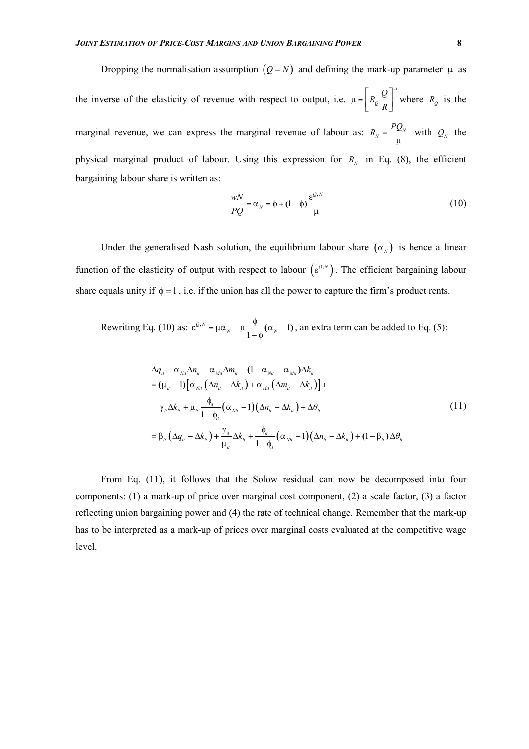Dropping the normalisation assumption $(Q = N)$ and defining the mark-up parameter $\mu$ as the inverse of the elasticity of revenue with respect to output, i.e. $\mu = \left[ R_Q \frac{Q}{R} \right]^{-1}$ where $R_Q$ is the marginal revenue, we can express the marginal revenue of labour as: $R_N = \frac{PQ_N}{\mu}$ with $Q_N$ the physical marginal product of labour. Using this expression for $R_N$ in Eq. (8), the efficient bargaining labour share is written as:

$$
\frac{wN}{PQ} = \alpha_N = \phi + (1-\phi)\frac{\varepsilon^{Q,N}}{\mu} \tag{10}
$$

Under the generalised Nash solution, the equilibrium labour share $(\alpha_N)$ is hence a linear function of the elasticity of output with respect to labour $(\varepsilon^{Q,N})$. The efficient bargaining labour share equals unity if $\phi = 1$, i.e. if the union has all the power to capture the firm's product rents.

Rewriting Eq. (10) as: $\varepsilon^{Q,N} = \mu\alpha_N + \mu\frac{\phi}{1-\phi}(\alpha_N - 1)$, an extra term can be added to Eq. (5):

$$
\begin{aligned}
&\Delta q_{it} - \alpha_{Nit}\Delta n_{it} - \alpha_{Mit}\Delta m_{it} - (1-\alpha_{Nit}-\alpha_{Mit})\Delta k_{it} \\
&= (\mu_{it}-1)\left[\alpha_{Nit}\left(\Delta n_{it}-\Delta k_{it}\right) + \alpha_{Mit}\left(\Delta m_{it}-\Delta k_{it}\right)\right] + \\
&\quad \gamma_{it}\Delta k_{it} + \mu_{it}\frac{\phi_{it}}{1-\phi_{it}}\left(\alpha_{Nit}-1\right)\left(\Delta n_{it}-\Delta k_{it}\right) + \Delta\theta_{it} \\
&= \beta_{it}\left(\Delta q_{it}-\Delta k_{it}\right) + \frac{\gamma_{it}}{\mu_{it}}\Delta k_{it} + \frac{\phi_{it}}{1-\phi_{it}}\left(\alpha_{Nit}-1\right)\left(\Delta n_{it}-\Delta k_{it}\right) + (1-\beta_{it})\Delta\theta_{it}
\end{aligned} \tag{11}
$$

From Eq. (11), it follows that the Solow residual can now be decomposed into four components: (1) a mark-up of price over marginal cost component, (2) a scale factor, (3) a factor reflecting union bargaining power and (4) the rate of technical change. Remember that the mark-up has to be interpreted as a mark-up of prices over marginal costs evaluated at the competitive wage level.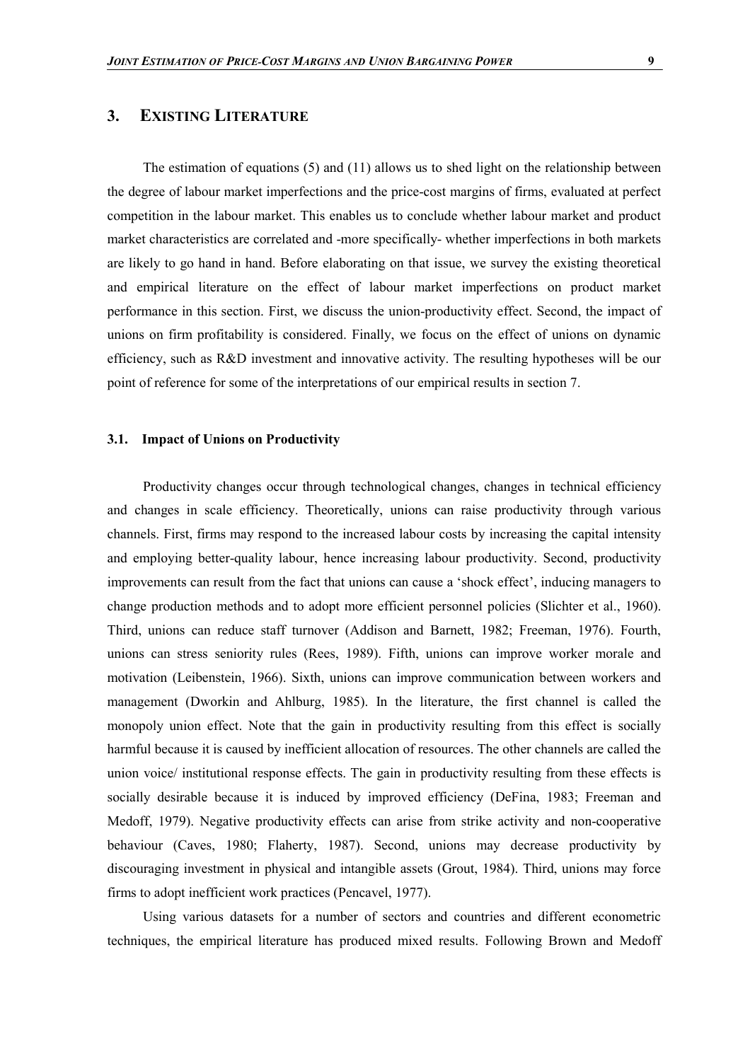## 3. Existing Literature

The estimation of equations (5) and (11) allows us to shed light on the relationship between the degree of labour market imperfections and the price-cost margins of firms, evaluated at perfect competition in the labour market. This enables us to conclude whether labour market and product market characteristics are correlated and -more specifically- whether imperfections in both markets are likely to go hand in hand. Before elaborating on that issue, we survey the existing theoretical and empirical literature on the effect of labour market imperfections on product market performance in this section. First, we discuss the union-productivity effect. Second, the impact of unions on firm profitability is considered. Finally, we focus on the effect of unions on dynamic efficiency, such as R&D investment and innovative activity. The resulting hypotheses will be our point of reference for some of the interpretations of our empirical results in section 7.

### 3.1. Impact of Unions on Productivity

Productivity changes occur through technological changes, changes in technical efficiency and changes in scale efficiency. Theoretically, unions can raise productivity through various channels. First, firms may respond to the increased labour costs by increasing the capital intensity and employing better-quality labour, hence increasing labour productivity. Second, productivity improvements can result from the fact that unions can cause a 'shock effect', inducing managers to change production methods and to adopt more efficient personnel policies (Slichter et al., 1960). Third, unions can reduce staff turnover (Addison and Barnett, 1982; Freeman, 1976). Fourth, unions can stress seniority rules (Rees, 1989). Fifth, unions can improve worker morale and motivation (Leibenstein, 1966). Sixth, unions can improve communication between workers and management (Dworkin and Ahlburg, 1985). In the literature, the first channel is called the monopoly union effect. Note that the gain in productivity resulting from this effect is socially harmful because it is caused by inefficient allocation of resources. The other channels are called the union voice/ institutional response effects. The gain in productivity resulting from these effects is socially desirable because it is induced by improved efficiency (DeFina, 1983; Freeman and Medoff, 1979). Negative productivity effects can arise from strike activity and non-cooperative behaviour (Caves, 1980; Flaherty, 1987). Second, unions may decrease productivity by discouraging investment in physical and intangible assets (Grout, 1984). Third, unions may force firms to adopt inefficient work practices (Pencavel, 1977).

Using various datasets for a number of sectors and countries and different econometric techniques, the empirical literature has produced mixed results. Following Brown and Medoff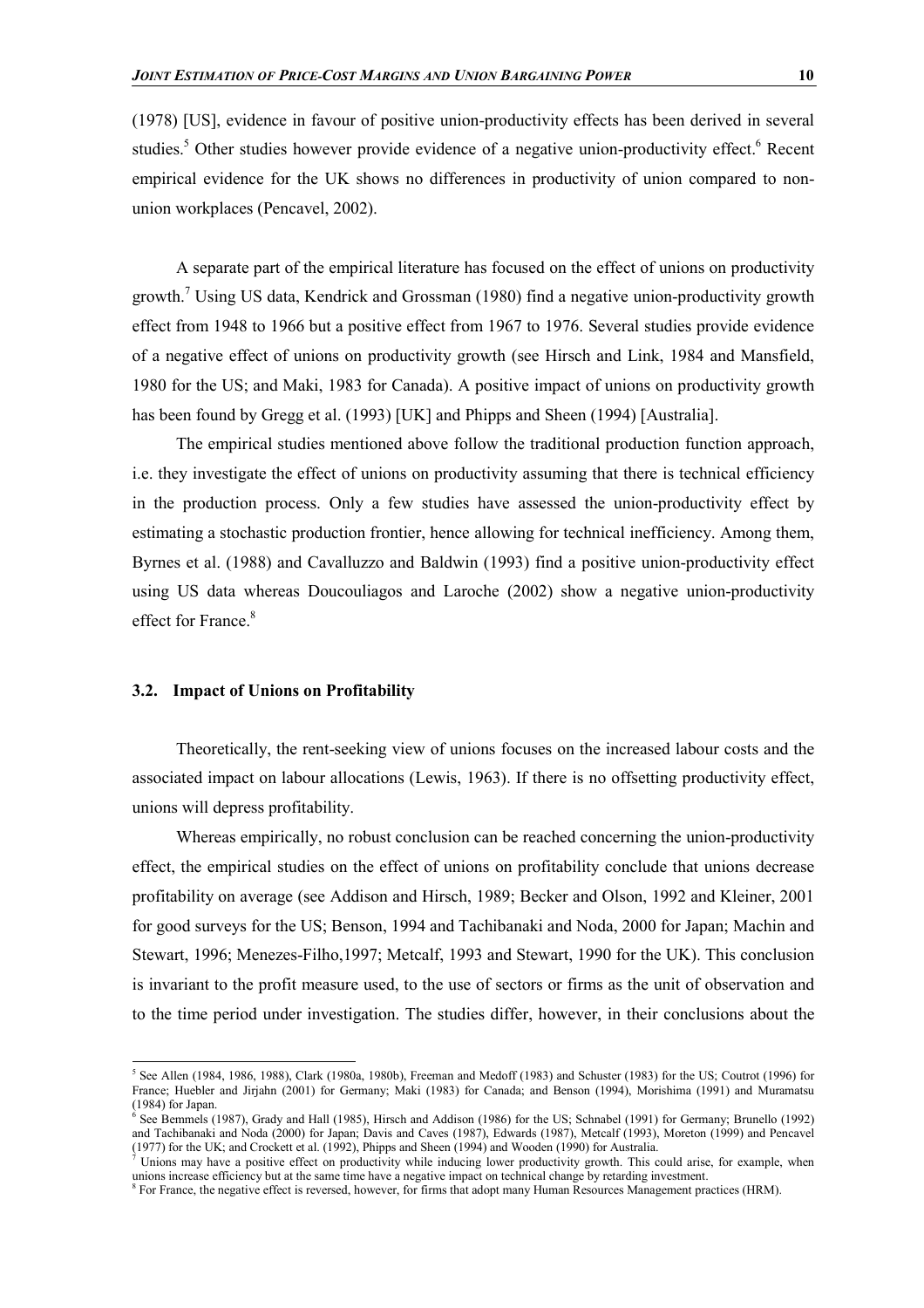(1978) [US], evidence in favour of positive union-productivity effects has been derived in several studies.[5] Other studies however provide evidence of a negative union-productivity effect.[6] Recent empirical evidence for the UK shows no differences in productivity of union compared to non-union workplaces (Pencavel, 2002).

A separate part of the empirical literature has focused on the effect of unions on productivity growth.[7] Using US data, Kendrick and Grossman (1980) find a negative union-productivity growth effect from 1948 to 1966 but a positive effect from 1967 to 1976. Several studies provide evidence of a negative effect of unions on productivity growth (see Hirsch and Link, 1984 and Mansfield, 1980 for the US; and Maki, 1983 for Canada). A positive impact of unions on productivity growth has been found by Gregg et al. (1993) [UK] and Phipps and Sheen (1994) [Australia].

The empirical studies mentioned above follow the traditional production function approach, i.e. they investigate the effect of unions on productivity assuming that there is technical efficiency in the production process. Only a few studies have assessed the union-productivity effect by estimating a stochastic production frontier, hence allowing for technical inefficiency. Among them, Byrnes et al. (1988) and Cavalluzzo and Baldwin (1993) find a positive union-productivity effect using US data whereas Doucouliagos and Laroche (2002) show a negative union-productivity effect for France.[8]

### 3.2. Impact of Unions on Profitability

Theoretically, the rent-seeking view of unions focuses on the increased labour costs and the associated impact on labour allocations (Lewis, 1963). If there is no offsetting productivity effect, unions will depress profitability.

Whereas empirically, no robust conclusion can be reached concerning the union-productivity effect, the empirical studies on the effect of unions on profitability conclude that unions decrease profitability on average (see Addison and Hirsch, 1989; Becker and Olson, 1992 and Kleiner, 2001 for good surveys for the US; Benson, 1994 and Tachibanaki and Noda, 2000 for Japan; Machin and Stewart, 1996; Menezes-Filho,1997; Metcalf, 1993 and Stewart, 1990 for the UK). This conclusion is invariant to the profit measure used, to the use of sectors or firms as the unit of observation and to the time period under investigation. The studies differ, however, in their conclusions about the

---

[5] See Allen (1984, 1986, 1988), Clark (1980a, 1980b), Freeman and Medoff (1983) and Schuster (1983) for the US; Coutrot (1996) for France; Huebler and Jirjahn (2001) for Germany; Maki (1983) for Canada; and Benson (1994), Morishima (1991) and Muramatsu (1984) for Japan.

[6] See Bemmels (1987), Grady and Hall (1985), Hirsch and Addison (1986) for the US; Schnabel (1991) for Germany; Brunello (1992) and Tachibanaki and Noda (2000) for Japan; Davis and Caves (1987), Edwards (1987), Metcalf (1993), Moreton (1999) and Pencavel (1977) for the UK; and Crockett et al. (1992), Phipps and Sheen (1994) and Wooden (1990) for Australia.

[7] Unions may have a positive effect on productivity while inducing lower productivity growth. This could arise, for example, when unions increase efficiency but at the same time have a negative impact on technical change by retarding investment.

[8] For France, the negative effect is reversed, however, for firms that adopt many Human Resources Management practices (HRM).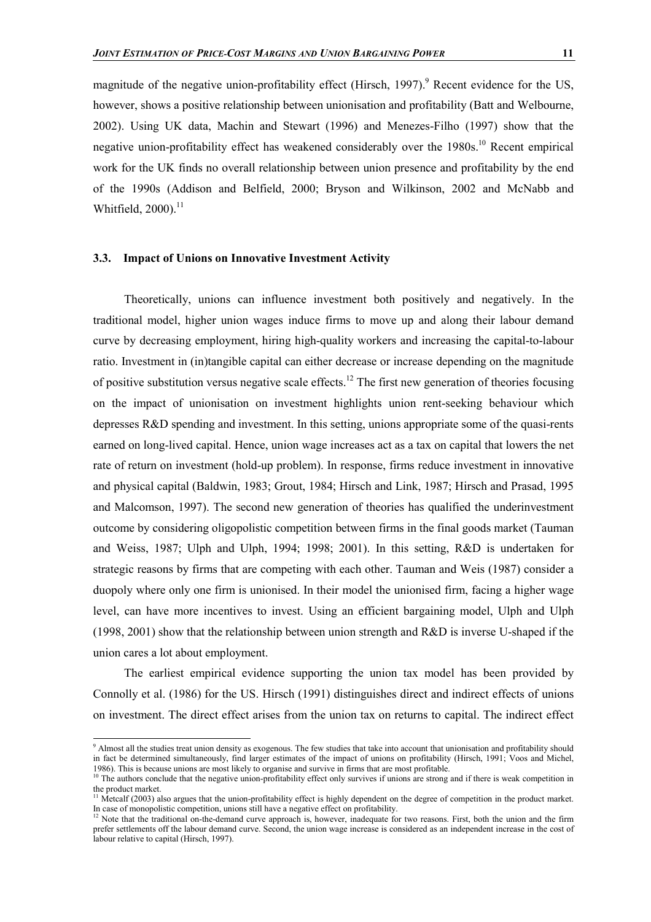magnitude of the negative union-profitability effect (Hirsch, 1997).[9] Recent evidence for the US, however, shows a positive relationship between unionisation and profitability (Batt and Welbourne, 2002). Using UK data, Machin and Stewart (1996) and Menezes-Filho (1997) show that the negative union-profitability effect has weakened considerably over the 1980s.[10] Recent empirical work for the UK finds no overall relationship between union presence and profitability by the end of the 1990s (Addison and Belfield, 2000; Bryson and Wilkinson, 2002 and McNabb and Whitfield, 2000).[11]

### 3.3. Impact of Unions on Innovative Investment Activity

Theoretically, unions can influence investment both positively and negatively. In the traditional model, higher union wages induce firms to move up and along their labour demand curve by decreasing employment, hiring high-quality workers and increasing the capital-to-labour ratio. Investment in (in)tangible capital can either decrease or increase depending on the magnitude of positive substitution versus negative scale effects.[12] The first new generation of theories focusing on the impact of unionisation on investment highlights union rent-seeking behaviour which depresses R&D spending and investment. In this setting, unions appropriate some of the quasi-rents earned on long-lived capital. Hence, union wage increases act as a tax on capital that lowers the net rate of return on investment (hold-up problem). In response, firms reduce investment in innovative and physical capital (Baldwin, 1983; Grout, 1984; Hirsch and Link, 1987; Hirsch and Prasad, 1995 and Malcomson, 1997). The second new generation of theories has qualified the underinvestment outcome by considering oligopolistic competition between firms in the final goods market (Tauman and Weiss, 1987; Ulph and Ulph, 1994; 1998; 2001). In this setting, R&D is undertaken for strategic reasons by firms that are competing with each other. Tauman and Weis (1987) consider a duopoly where only one firm is unionised. In their model the unionised firm, facing a higher wage level, can have more incentives to invest. Using an efficient bargaining model, Ulph and Ulph (1998, 2001) show that the relationship between union strength and R&D is inverse U-shaped if the union cares a lot about employment.

The earliest empirical evidence supporting the union tax model has been provided by Connolly et al. (1986) for the US. Hirsch (1991) distinguishes direct and indirect effects of unions on investment. The direct effect arises from the union tax on returns to capital. The indirect effect

---

[9] Almost all the studies treat union density as exogenous. The few studies that take into account that unionisation and profitability should in fact be determined simultaneously, find larger estimates of the impact of unions on profitability (Hirsch, 1991; Voos and Michel, 1986). This is because unions are most likely to organise and survive in firms that are most profitable.

[10] The authors conclude that the negative union-profitability effect only survives if unions are strong and if there is weak competition in the product market.

[11] Metcalf (2003) also argues that the union-profitability effect is highly dependent on the degree of competition in the product market. In case of monopolistic competition, unions still have a negative effect on profitability.

[12] Note that the traditional on-the-demand curve approach is, however, inadequate for two reasons. First, both the union and the firm prefer settlements off the labour demand curve. Second, the union wage increase is considered as an independent increase in the cost of labour relative to capital (Hirsch, 1997).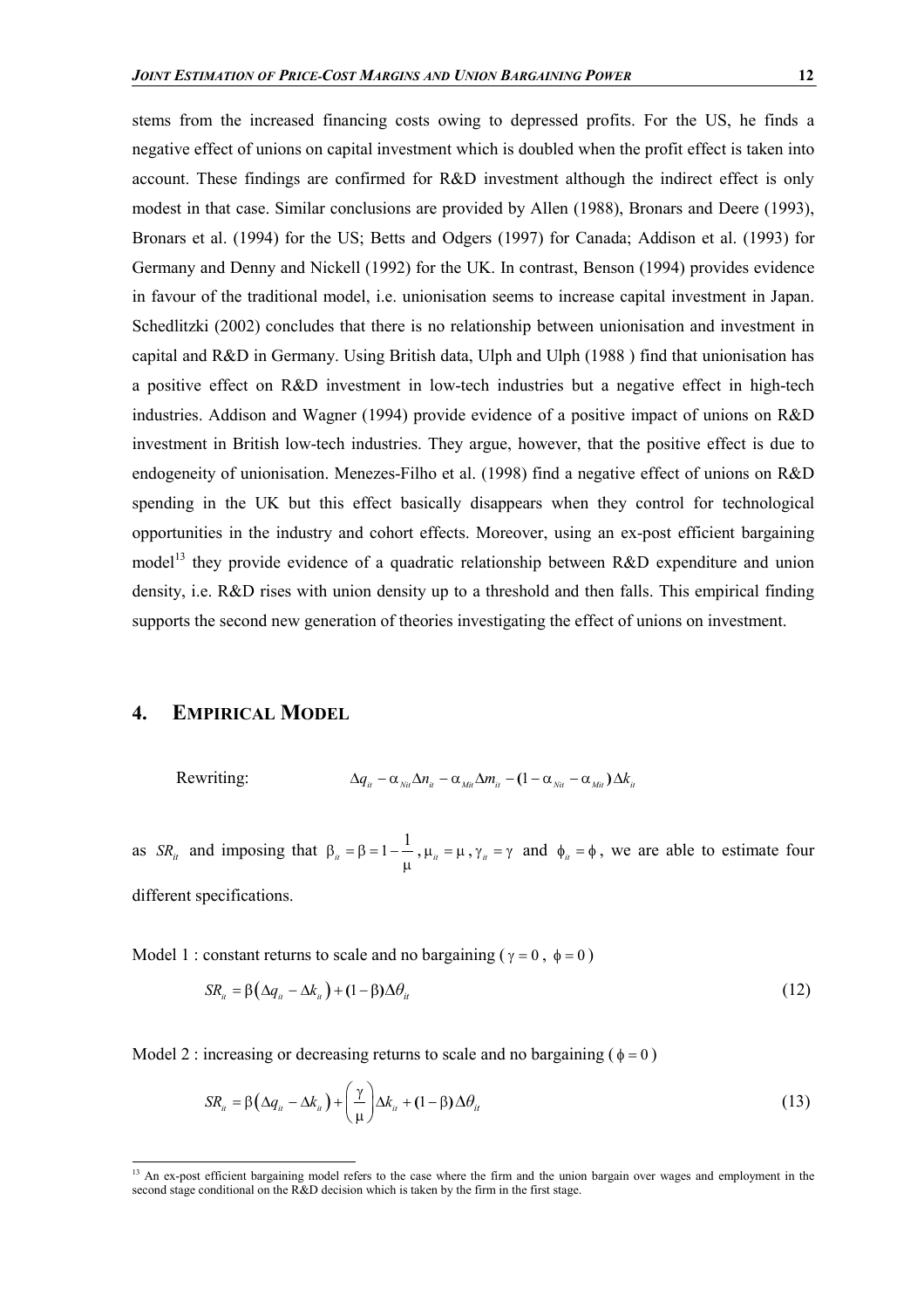stems from the increased financing costs owing to depressed profits. For the US, he finds a negative effect of unions on capital investment which is doubled when the profit effect is taken into account. These findings are confirmed for R&D investment although the indirect effect is only modest in that case. Similar conclusions are provided by Allen (1988), Bronars and Deere (1993), Bronars et al. (1994) for the US; Betts and Odgers (1997) for Canada; Addison et al. (1993) for Germany and Denny and Nickell (1992) for the UK. In contrast, Benson (1994) provides evidence in favour of the traditional model, i.e. unionisation seems to increase capital investment in Japan. Schedlitzki (2002) concludes that there is no relationship between unionisation and investment in capital and R&D in Germany. Using British data, Ulph and Ulph (1988 ) find that unionisation has a positive effect on R&D investment in low-tech industries but a negative effect in high-tech industries. Addison and Wagner (1994) provide evidence of a positive impact of unions on R&D investment in British low-tech industries. They argue, however, that the positive effect is due to endogeneity of unionisation. Menezes-Filho et al. (1998) find a negative effect of unions on R&D spending in the UK but this effect basically disappears when they control for technological opportunities in the industry and cohort effects. Moreover, using an ex-post efficient bargaining model[13] they provide evidence of a quadratic relationship between R&D expenditure and union density, i.e. R&D rises with union density up to a threshold and then falls. This empirical finding supports the second new generation of theories investigating the effect of unions on investment.

## 4. EMPIRICAL MODEL

Rewriting: $\Delta q_{it} - \alpha_{Nit}\Delta n_{it} - \alpha_{Mit}\Delta m_{it} - (1-\alpha_{Nit}-\alpha_{Mit})\Delta k_{it}$

as $SR_{it}$ and imposing that $\beta_{it} = \beta = 1 - \dfrac{1}{\mu}$, $\mu_{it} = \mu$, $\gamma_{it} = \gamma$ and $\phi_{it} = \phi$, we are able to estimate four different specifications.

Model 1 : constant returns to scale and no bargaining ($\gamma = 0$, $\phi = 0$)

$$SR_{it} = \beta\left(\Delta q_{it} - \Delta k_{it}\right) + (1-\beta)\Delta\theta_{it} \tag{12}$$

Model 2 : increasing or decreasing returns to scale and no bargaining ($\phi = 0$)

$$SR_{it} = \beta\left(\Delta q_{it} - \Delta k_{it}\right) + \left(\frac{\gamma}{\mu}\right)\Delta k_{it} + (1-\beta)\Delta\theta_{it} \tag{13}$$

[13] An ex-post efficient bargaining model refers to the case where the firm and the union bargain over wages and employment in the second stage conditional on the R&D decision which is taken by the firm in the first stage.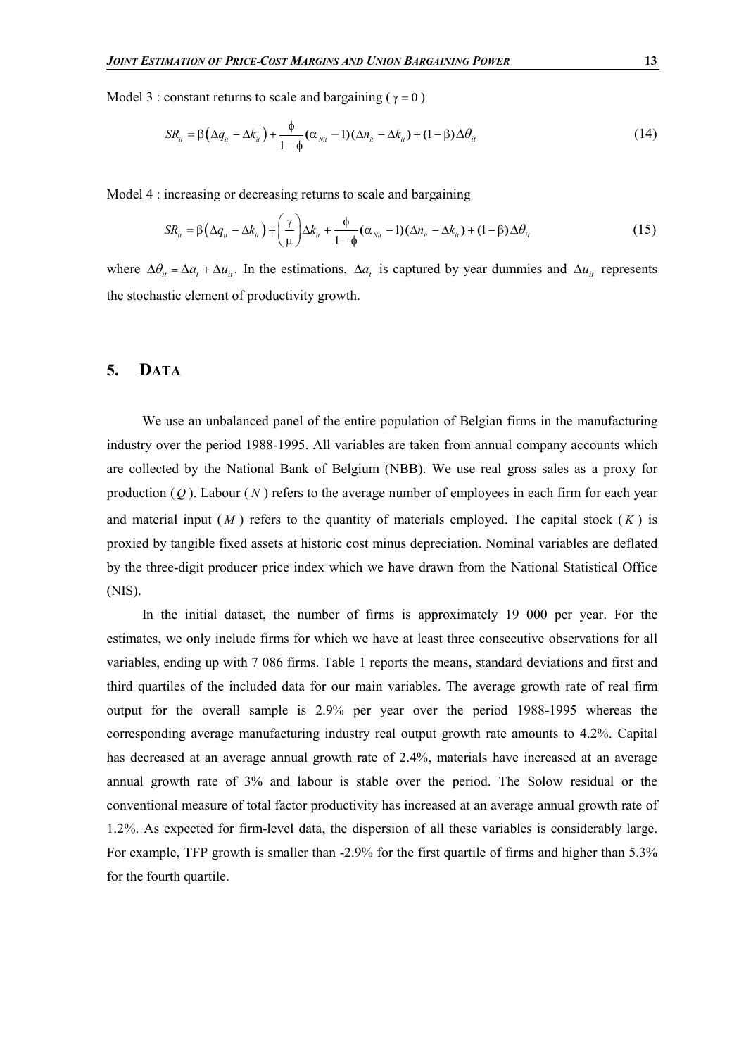Model 3 : constant returns to scale and bargaining ( $\gamma = 0$ )

$$SR_{it} = \beta\left(\Delta q_{it} - \Delta k_{it}\right) + \frac{\phi}{1-\phi}(\alpha_{Nit} - 1)(\Delta n_{it} - \Delta k_{it}) + (1-\beta)\Delta\theta_{it} \tag{14}$$

Model 4 : increasing or decreasing returns to scale and bargaining

$$SR_{it} = \beta\left(\Delta q_{it} - \Delta k_{it}\right) + \left(\frac{\gamma}{\mu}\right)\Delta k_{it} + \frac{\phi}{1-\phi}(\alpha_{Nit} - 1)(\Delta n_{it} - \Delta k_{it}) + (1-\beta)\Delta\theta_{it} \tag{15}$$

where $\Delta\theta_{it} = \Delta a_t + \Delta u_{it}$. In the estimations, $\Delta a_t$ is captured by year dummies and $\Delta u_{it}$ represents the stochastic element of productivity growth.

## 5. DATA

We use an unbalanced panel of the entire population of Belgian firms in the manufacturing industry over the period 1988-1995. All variables are taken from annual company accounts which are collected by the National Bank of Belgium (NBB). We use real gross sales as a proxy for production ( $Q$ ). Labour ( $N$ ) refers to the average number of employees in each firm for each year and material input ( $M$ ) refers to the quantity of materials employed. The capital stock ( $K$ ) is proxied by tangible fixed assets at historic cost minus depreciation. Nominal variables are deflated by the three-digit producer price index which we have drawn from the National Statistical Office (NIS).

In the initial dataset, the number of firms is approximately 19 000 per year. For the estimates, we only include firms for which we have at least three consecutive observations for all variables, ending up with 7 086 firms. Table 1 reports the means, standard deviations and first and third quartiles of the included data for our main variables. The average growth rate of real firm output for the overall sample is 2.9% per year over the period 1988-1995 whereas the corresponding average manufacturing industry real output growth rate amounts to 4.2%. Capital has decreased at an average annual growth rate of 2.4%, materials have increased at an average annual growth rate of 3% and labour is stable over the period. The Solow residual or the conventional measure of total factor productivity has increased at an average annual growth rate of 1.2%. As expected for firm-level data, the dispersion of all these variables is considerably large. For example, TFP growth is smaller than -2.9% for the first quartile of firms and higher than 5.3% for the fourth quartile.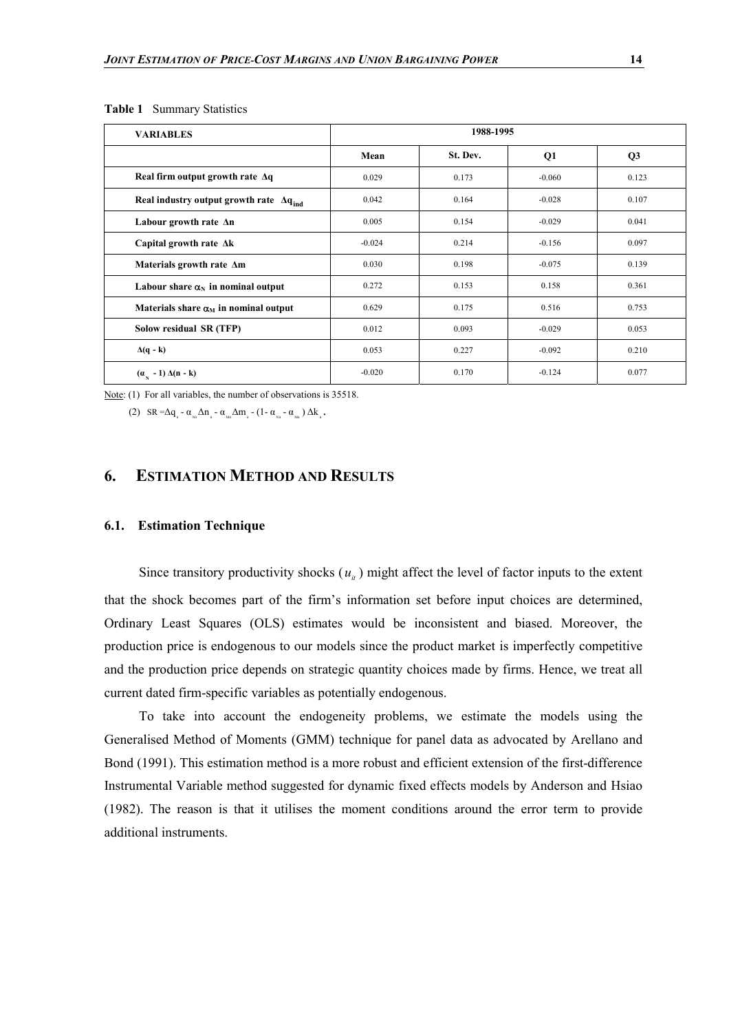**Table 1** Summary Statistics

| VARIABLES | 1988-1995 | | | |
|---|---|---|---|---|
| | Mean | St. Dev. | Q1 | Q3 |
| **Real firm output growth rate $\Delta q$** | 0.029 | 0.173 | -0.060 | 0.123 |
| **Real industry output growth rate $\Delta q_{ind}$** | 0.042 | 0.164 | -0.028 | 0.107 |
| **Labour growth rate $\Delta n$** | 0.005 | 0.154 | -0.029 | 0.041 |
| **Capital growth rate $\Delta k$** | -0.024 | 0.214 | -0.156 | 0.097 |
| **Materials growth rate $\Delta m$** | 0.030 | 0.198 | -0.075 | 0.139 |
| **Labour share $\alpha_N$ in nominal output** | 0.272 | 0.153 | 0.158 | 0.361 |
| **Materials share $\alpha_M$ in nominal output** | 0.629 | 0.175 | 0.516 | 0.753 |
| **Solow residual SR (TFP)** | 0.012 | 0.093 | -0.029 | 0.053 |
| **$\Delta(q - k)$** | 0.053 | 0.227 | -0.092 | 0.210 |
| **$(\alpha_N - 1)\,\Delta(n - k)$** | -0.020 | 0.170 | -0.124 | 0.077 |

Note: (1) For all variables, the number of observations is 35518.

(2) $SR = \Delta q_{it} - \alpha_{Nit}\Delta n_{it} - \alpha_{Mit}\Delta m_{it} - (1 - \alpha_{Nit} - \alpha_{Mit})\,\Delta k_{it}$.

## 6. ESTIMATION METHOD AND RESULTS

### 6.1. Estimation Technique

Since transitory productivity shocks ($u_{it}$) might affect the level of factor inputs to the extent that the shock becomes part of the firm's information set before input choices are determined, Ordinary Least Squares (OLS) estimates would be inconsistent and biased. Moreover, the production price is endogenous to our models since the product market is imperfectly competitive and the production price depends on strategic quantity choices made by firms. Hence, we treat all current dated firm-specific variables as potentially endogenous.

To take into account the endogeneity problems, we estimate the models using the Generalised Method of Moments (GMM) technique for panel data as advocated by Arellano and Bond (1991). This estimation method is a more robust and efficient extension of the first-difference Instrumental Variable method suggested for dynamic fixed effects models by Anderson and Hsiao (1982). The reason is that it utilises the moment conditions around the error term to provide additional instruments.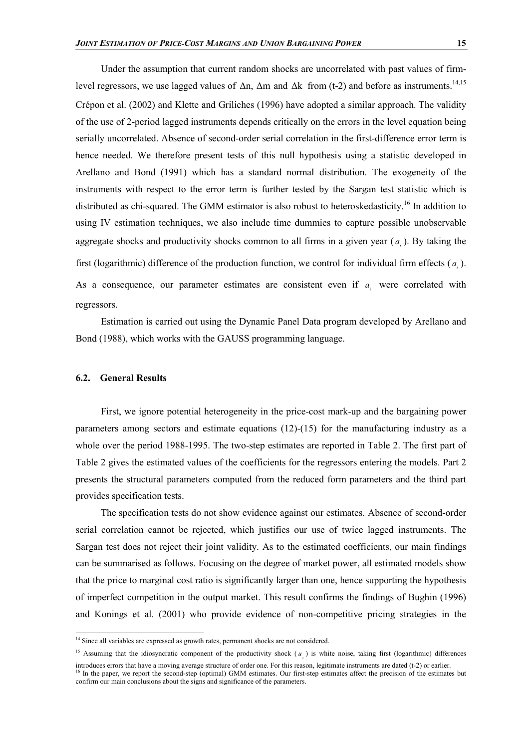Under the assumption that current random shocks are uncorrelated with past values of firm-level regressors, we use lagged values of $\Delta n$, $\Delta m$ and $\Delta k$ from (t-2) and before as instruments.[14,15] Crépon et al. (2002) and Klette and Griliches (1996) have adopted a similar approach. The validity of the use of 2-period lagged instruments depends critically on the errors in the level equation being serially uncorrelated. Absence of second-order serial correlation in the first-difference error term is hence needed. We therefore present tests of this null hypothesis using a statistic developed in Arellano and Bond (1991) which has a standard normal distribution. The exogeneity of the instruments with respect to the error term is further tested by the Sargan test statistic which is distributed as chi-squared. The GMM estimator is also robust to heteroskedasticity.[16] In addition to using IV estimation techniques, we also include time dummies to capture possible unobservable aggregate shocks and productivity shocks common to all firms in a given year ($a_t$). By taking the first (logarithmic) difference of the production function, we control for individual firm effects ($a_i$). As a consequence, our parameter estimates are consistent even if $a_i$ were correlated with regressors.

Estimation is carried out using the Dynamic Panel Data program developed by Arellano and Bond (1988), which works with the GAUSS programming language.

### 6.2. General Results

First, we ignore potential heterogeneity in the price-cost mark-up and the bargaining power parameters among sectors and estimate equations (12)-(15) for the manufacturing industry as a whole over the period 1988-1995. The two-step estimates are reported in Table 2. The first part of Table 2 gives the estimated values of the coefficients for the regressors entering the models. Part 2 presents the structural parameters computed from the reduced form parameters and the third part provides specification tests.

The specification tests do not show evidence against our estimates. Absence of second-order serial correlation cannot be rejected, which justifies our use of twice lagged instruments. The Sargan test does not reject their joint validity. As to the estimated coefficients, our main findings can be summarised as follows. Focusing on the degree of market power, all estimated models show that the price to marginal cost ratio is significantly larger than one, hence supporting the hypothesis of imperfect competition in the output market. This result confirms the findings of Bughin (1996) and Konings et al. (2001) who provide evidence of non-competitive pricing strategies in the

---

[14] Since all variables are expressed as growth rates, permanent shocks are not considered.

[15] Assuming that the idiosyncratic component of the productivity shock ($u_{it}$) is white noise, taking first (logarithmic) differences introduces errors that have a moving average structure of order one. For this reason, legitimate instruments are dated (t-2) or earlier.

[16] In the paper, we report the second-step (optimal) GMM estimates. Our first-step estimates affect the precision of the estimates but confirm our main conclusions about the signs and significance of the parameters.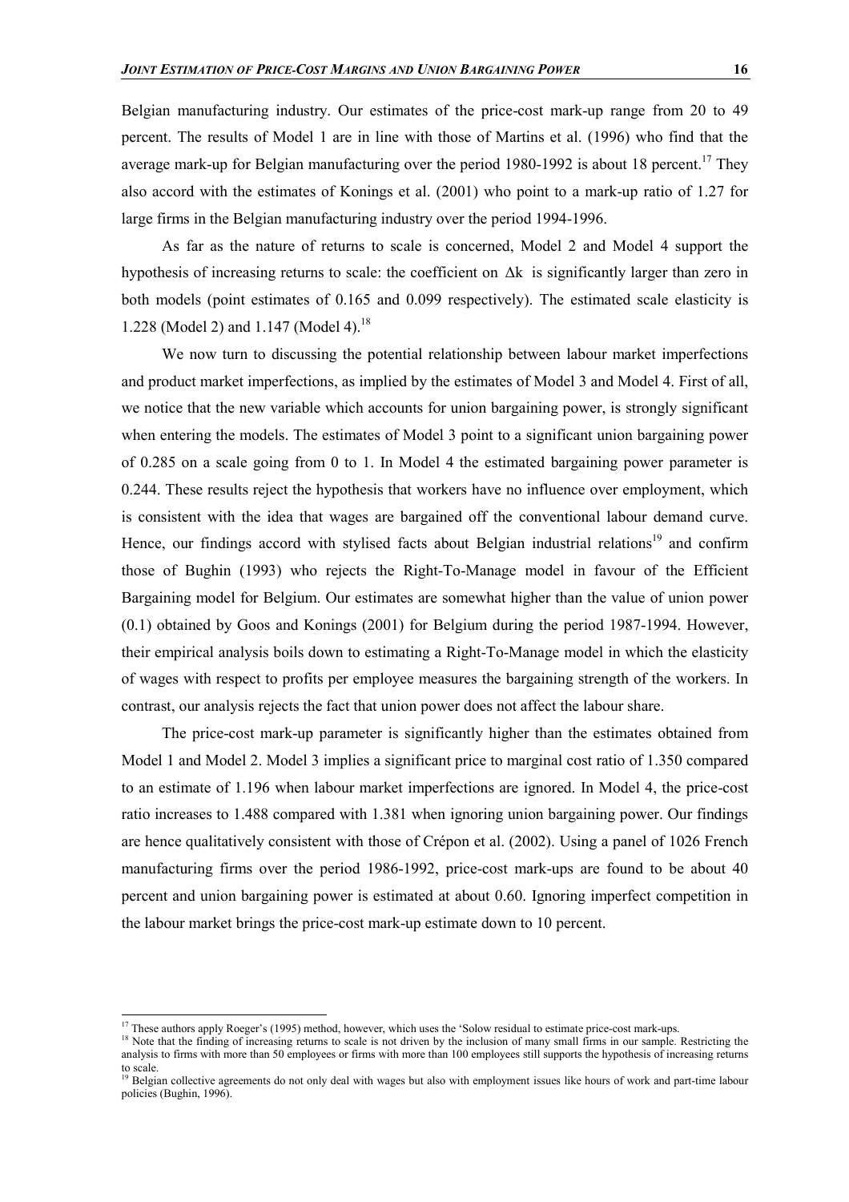Belgian manufacturing industry. Our estimates of the price-cost mark-up range from 20 to 49 percent. The results of Model 1 are in line with those of Martins et al. (1996) who find that the average mark-up for Belgian manufacturing over the period 1980-1992 is about 18 percent.[17] They also accord with the estimates of Konings et al. (2001) who point to a mark-up ratio of 1.27 for large firms in the Belgian manufacturing industry over the period 1994-1996.

As far as the nature of returns to scale is concerned, Model 2 and Model 4 support the hypothesis of increasing returns to scale: the coefficient on $\Delta k$ is significantly larger than zero in both models (point estimates of 0.165 and 0.099 respectively). The estimated scale elasticity is 1.228 (Model 2) and 1.147 (Model 4).[18]

We now turn to discussing the potential relationship between labour market imperfections and product market imperfections, as implied by the estimates of Model 3 and Model 4. First of all, we notice that the new variable which accounts for union bargaining power, is strongly significant when entering the models. The estimates of Model 3 point to a significant union bargaining power of 0.285 on a scale going from 0 to 1. In Model 4 the estimated bargaining power parameter is 0.244. These results reject the hypothesis that workers have no influence over employment, which is consistent with the idea that wages are bargained off the conventional labour demand curve. Hence, our findings accord with stylised facts about Belgian industrial relations[19] and confirm those of Bughin (1993) who rejects the Right-To-Manage model in favour of the Efficient Bargaining model for Belgium. Our estimates are somewhat higher than the value of union power (0.1) obtained by Goos and Konings (2001) for Belgium during the period 1987-1994. However, their empirical analysis boils down to estimating a Right-To-Manage model in which the elasticity of wages with respect to profits per employee measures the bargaining strength of the workers. In contrast, our analysis rejects the fact that union power does not affect the labour share.

The price-cost mark-up parameter is significantly higher than the estimates obtained from Model 1 and Model 2. Model 3 implies a significant price to marginal cost ratio of 1.350 compared to an estimate of 1.196 when labour market imperfections are ignored. In Model 4, the price-cost ratio increases to 1.488 compared with 1.381 when ignoring union bargaining power. Our findings are hence qualitatively consistent with those of Crépon et al. (2002). Using a panel of 1026 French manufacturing firms over the period 1986-1992, price-cost mark-ups are found to be about 40 percent and union bargaining power is estimated at about 0.60. Ignoring imperfect competition in the labour market brings the price-cost mark-up estimate down to 10 percent.

---

[17] These authors apply Roeger's (1995) method, however, which uses the 'Solow residual to estimate price-cost mark-ups.

[18] Note that the finding of increasing returns to scale is not driven by the inclusion of many small firms in our sample. Restricting the analysis to firms with more than 50 employees or firms with more than 100 employees still supports the hypothesis of increasing returns to scale.

[19] Belgian collective agreements do not only deal with wages but also with employment issues like hours of work and part-time labour policies (Bughin, 1996).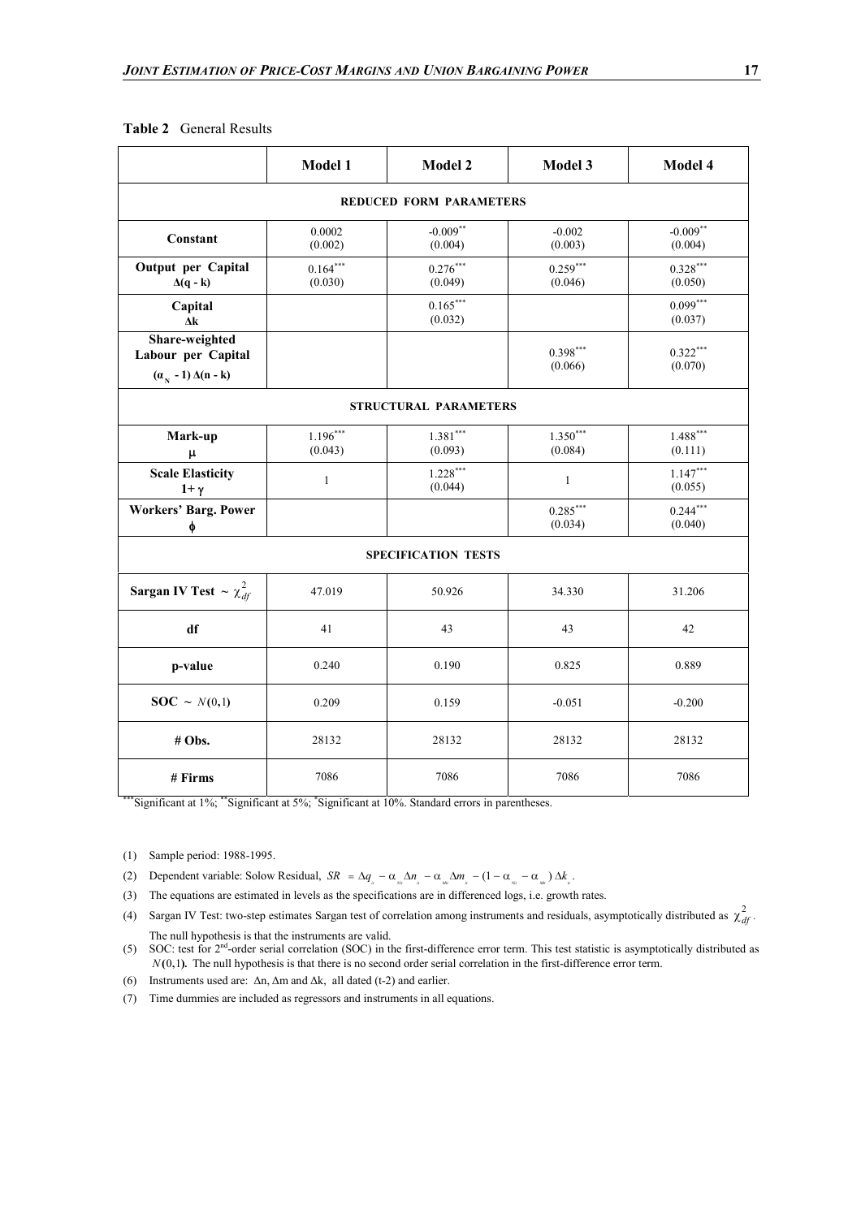**Table 2** General Results

| | **Model 1** | **Model 2** | **Model 3** | **Model 4** |
|---|---|---|---|---|
| **REDUCED FORM PARAMETERS** | | | | |
| **Constant** | 0.0002 (0.002) | -0.009** (0.004) | -0.002 (0.003) | -0.009** (0.004) |
| **Output per Capital** $\Delta(q - k)$ | 0.164*** (0.030) | 0.276*** (0.049) | 0.259*** (0.046) | 0.328*** (0.050) |
| **Capital** $\Delta k$ | | 0.165*** (0.032) | | 0.099*** (0.037) |
| **Share-weighted Labour per Capital** $(\alpha_N - 1)\,\Delta(n - k)$ | | | 0.398*** (0.066) | 0.322*** (0.070) |
| **STRUCTURAL PARAMETERS** | | | | |
| **Mark-up** $\mu$ | 1.196*** (0.043) | 1.381*** (0.093) | 1.350*** (0.084) | 1.488*** (0.111) |
| **Scale Elasticity** $1+\gamma$ | 1 | 1.228*** (0.044) | 1 | 1.147*** (0.055) |
| **Workers' Barg. Power** $\phi$ | | | 0.285*** (0.034) | 0.244*** (0.040) |
| **SPECIFICATION TESTS** | | | | |
| **Sargan IV Test** $\sim \chi^2_{df}$ | 47.019 | 50.926 | 34.330 | 31.206 |
| **df** | 41 | 43 | 43 | 42 |
| **p-value** | 0.240 | 0.190 | 0.825 | 0.889 |
| **SOC** $\sim N(0,1)$ | 0.209 | 0.159 | -0.051 | -0.200 |
| **# Obs.** | 28132 | 28132 | 28132 | 28132 |
| **# Firms** | 7086 | 7086 | 7086 | 7086 |

***Significant at 1%; **Significant at 5%; *Significant at 10%. Standard errors in parentheses.

(1) Sample period: 1988-1995.

(2) Dependent variable: Solow Residual, $SR = \Delta q_{it} - \alpha_{Nit}\Delta n_{it} - \alpha_{Mit}\Delta m_{it} - (1 - \alpha_{Nit} - \alpha_{Mit})\,\Delta k_{it}$.

(3) The equations are estimated in levels as the specifications are in differenced logs, i.e. growth rates.

(4) Sargan IV Test: two-step estimates Sargan test of correlation among instruments and residuals, asymptotically distributed as $\chi^2_{df}$. The null hypothesis is that the instruments are valid.

(5) SOC: test for 2nd-order serial correlation (SOC) in the first-difference error term. This test statistic is asymptotically distributed as $N(0,1)$. The null hypothesis is that there is no second order serial correlation in the first-difference error term.

(6) Instruments used are: $\Delta n$, $\Delta m$ and $\Delta k$, all dated (t-2) and earlier.

(7) Time dummies are included as regressors and instruments in all equations.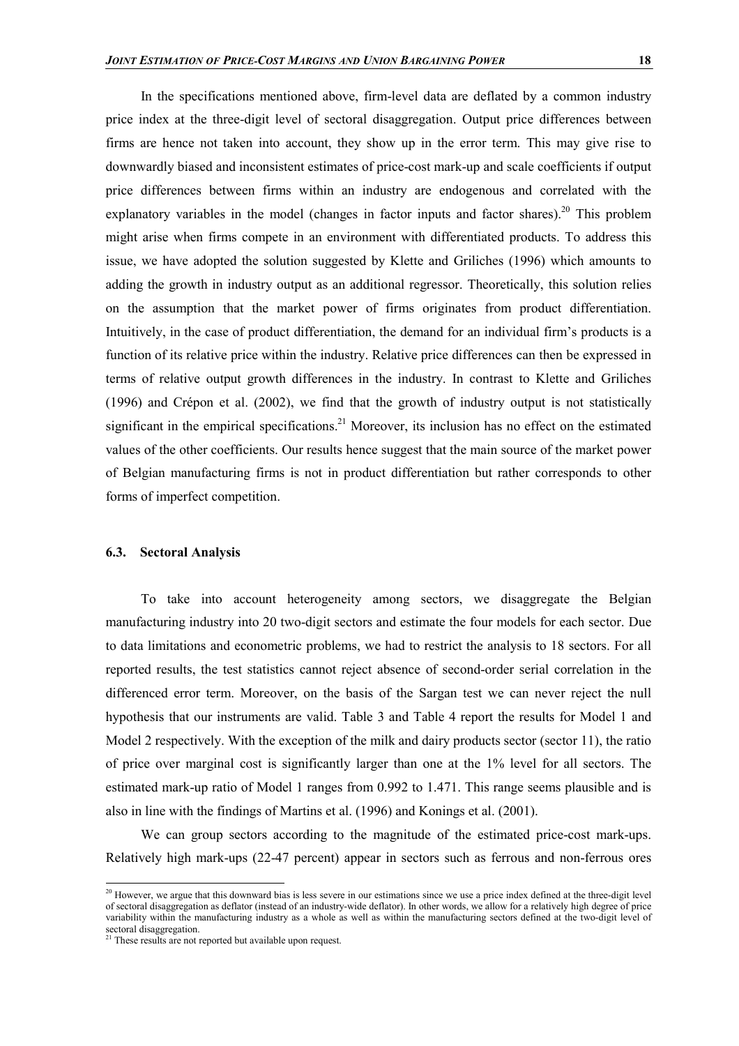In the specifications mentioned above, firm-level data are deflated by a common industry price index at the three-digit level of sectoral disaggregation. Output price differences between firms are hence not taken into account, they show up in the error term. This may give rise to downwardly biased and inconsistent estimates of price-cost mark-up and scale coefficients if output price differences between firms within an industry are endogenous and correlated with the explanatory variables in the model (changes in factor inputs and factor shares).[20] This problem might arise when firms compete in an environment with differentiated products. To address this issue, we have adopted the solution suggested by Klette and Griliches (1996) which amounts to adding the growth in industry output as an additional regressor. Theoretically, this solution relies on the assumption that the market power of firms originates from product differentiation. Intuitively, in the case of product differentiation, the demand for an individual firm's products is a function of its relative price within the industry. Relative price differences can then be expressed in terms of relative output growth differences in the industry. In contrast to Klette and Griliches (1996) and Crépon et al. (2002), we find that the growth of industry output is not statistically significant in the empirical specifications.[21] Moreover, its inclusion has no effect on the estimated values of the other coefficients. Our results hence suggest that the main source of the market power of Belgian manufacturing firms is not in product differentiation but rather corresponds to other forms of imperfect competition.

### 6.3. Sectoral Analysis

To take into account heterogeneity among sectors, we disaggregate the Belgian manufacturing industry into 20 two-digit sectors and estimate the four models for each sector. Due to data limitations and econometric problems, we had to restrict the analysis to 18 sectors. For all reported results, the test statistics cannot reject absence of second-order serial correlation in the differenced error term. Moreover, on the basis of the Sargan test we can never reject the null hypothesis that our instruments are valid. Table 3 and Table 4 report the results for Model 1 and Model 2 respectively. With the exception of the milk and dairy products sector (sector 11), the ratio of price over marginal cost is significantly larger than one at the 1% level for all sectors. The estimated mark-up ratio of Model 1 ranges from 0.992 to 1.471. This range seems plausible and is also in line with the findings of Martins et al. (1996) and Konings et al. (2001).

We can group sectors according to the magnitude of the estimated price-cost mark-ups. Relatively high mark-ups (22-47 percent) appear in sectors such as ferrous and non-ferrous ores

---

[20] However, we argue that this downward bias is less severe in our estimations since we use a price index defined at the three-digit level of sectoral disaggregation as deflator (instead of an industry-wide deflator). In other words, we allow for a relatively high degree of price variability within the manufacturing industry as a whole as well as within the manufacturing sectors defined at the two-digit level of sectoral disaggregation.

[21] These results are not reported but available upon request.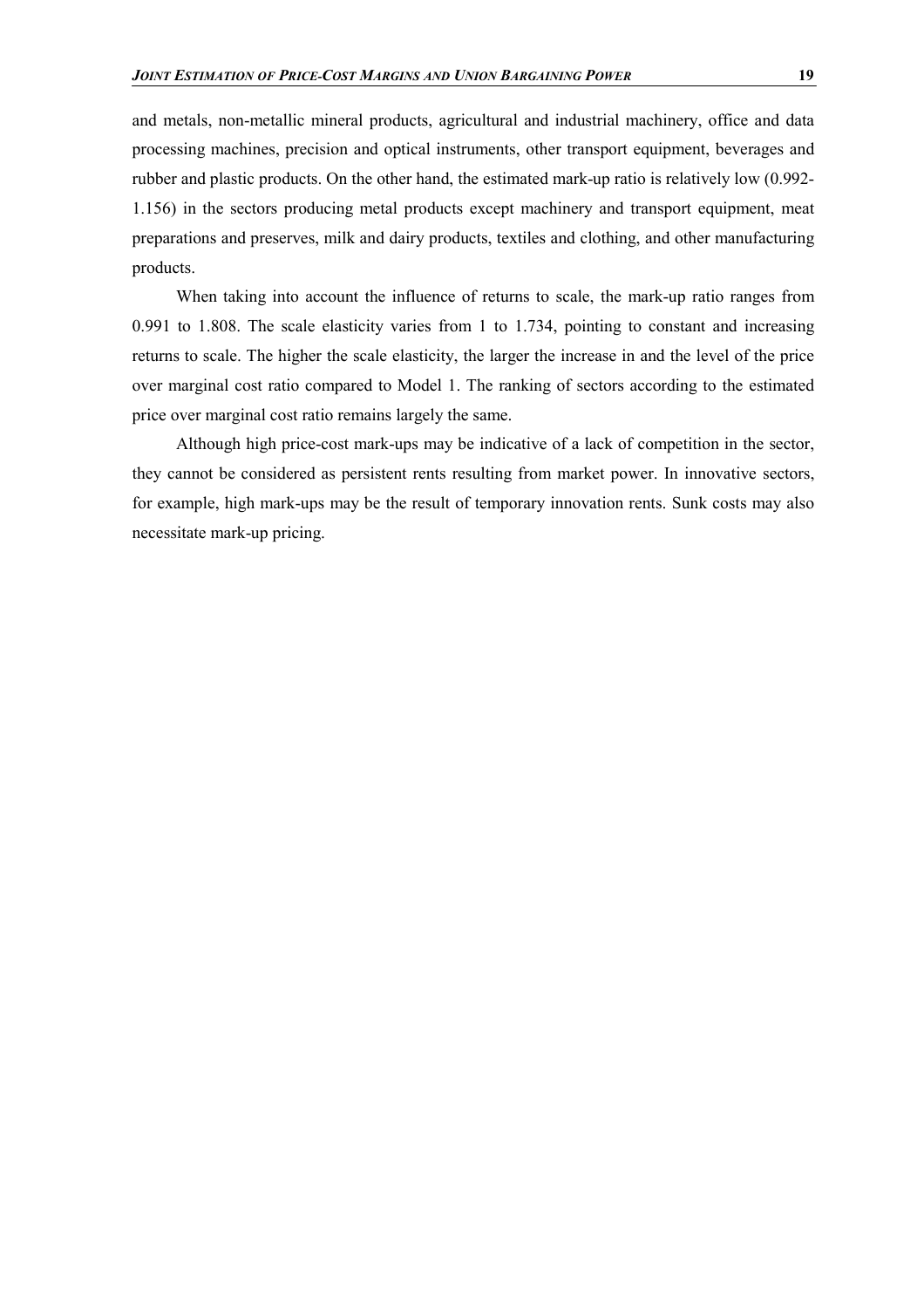and metals, non-metallic mineral products, agricultural and industrial machinery, office and data processing machines, precision and optical instruments, other transport equipment, beverages and rubber and plastic products. On the other hand, the estimated mark-up ratio is relatively low (0.992-1.156) in the sectors producing metal products except machinery and transport equipment, meat preparations and preserves, milk and dairy products, textiles and clothing, and other manufacturing products.

When taking into account the influence of returns to scale, the mark-up ratio ranges from 0.991 to 1.808. The scale elasticity varies from 1 to 1.734, pointing to constant and increasing returns to scale. The higher the scale elasticity, the larger the increase in and the level of the price over marginal cost ratio compared to Model 1. The ranking of sectors according to the estimated price over marginal cost ratio remains largely the same.

Although high price-cost mark-ups may be indicative of a lack of competition in the sector, they cannot be considered as persistent rents resulting from market power. In innovative sectors, for example, high mark-ups may be the result of temporary innovation rents. Sunk costs may also necessitate mark-up pricing.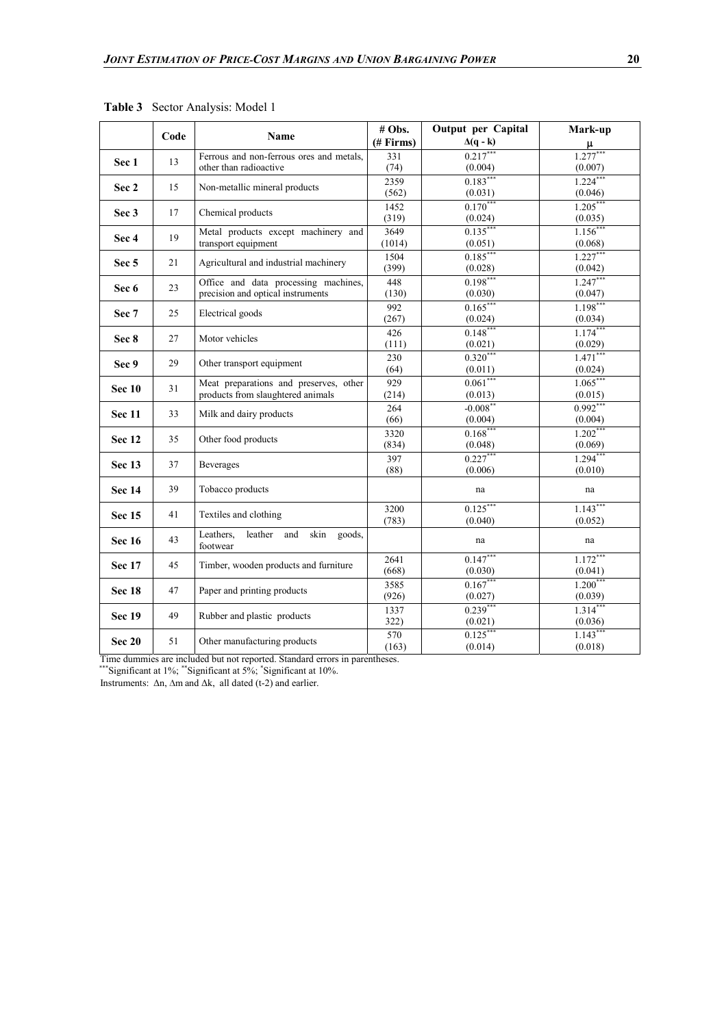**Table 3** Sector Analysis: Model 1

| | Code | Name | # Obs. (# Firms) | Output per Capital $\Delta(q - k)$ | Mark-up $\mu$ |
|---|---|---|---|---|---|
| **Sec 1** | 13 | Ferrous and non-ferrous ores and metals, other than radioactive | 331 (74) | $0.217^{***}$ (0.004) | $1.277^{***}$ (0.007) |
| **Sec 2** | 15 | Non-metallic mineral products | 2359 (562) | $0.183^{***}$ (0.031) | $1.224^{***}$ (0.046) |
| **Sec 3** | 17 | Chemical products | 1452 (319) | $0.170^{***}$ (0.024) | $1.205^{***}$ (0.035) |
| **Sec 4** | 19 | Metal products except machinery and transport equipment | 3649 (1014) | $0.135^{***}$ (0.051) | $1.156^{***}$ (0.068) |
| **Sec 5** | 21 | Agricultural and industrial machinery | 1504 (399) | $0.185^{***}$ (0.028) | $1.227^{***}$ (0.042) |
| **Sec 6** | 23 | Office and data processing machines, precision and optical instruments | 448 (130) | $0.198^{***}$ (0.030) | $1.247^{***}$ (0.047) |
| **Sec 7** | 25 | Electrical goods | 992 (267) | $0.165^{***}$ (0.024) | $1.198^{***}$ (0.034) |
| **Sec 8** | 27 | Motor vehicles | 426 (111) | $0.148^{***}$ (0.021) | $1.174^{***}$ (0.029) |
| **Sec 9** | 29 | Other transport equipment | 230 (64) | $0.320^{***}$ (0.011) | $1.471^{***}$ (0.024) |
| **Sec 10** | 31 | Meat preparations and preserves, other products from slaughtered animals | 929 (214) | $0.061^{***}$ (0.013) | $1.065^{***}$ (0.015) |
| **Sec 11** | 33 | Milk and dairy products | 264 (66) | $-0.008^{**}$ (0.004) | $0.992^{***}$ (0.004) |
| **Sec 12** | 35 | Other food products | 3320 (834) | $0.168^{***}$ (0.048) | $1.202^{***}$ (0.069) |
| **Sec 13** | 37 | Beverages | 397 (88) | $0.227^{***}$ (0.006) | $1.294^{***}$ (0.010) |
| **Sec 14** | 39 | Tobacco products | | na | na |
| **Sec 15** | 41 | Textiles and clothing | 3200 (783) | $0.125^{***}$ (0.040) | $1.143^{***}$ (0.052) |
| **Sec 16** | 43 | Leathers, leather and skin goods, footwear | | na | na |
| **Sec 17** | 45 | Timber, wooden products and furniture | 2641 (668) | $0.147^{***}$ (0.030) | $1.172^{***}$ (0.041) |
| **Sec 18** | 47 | Paper and printing products | 3585 (926) | $0.167^{***}$ (0.027) | $1.200^{***}$ (0.039) |
| **Sec 19** | 49 | Rubber and plastic products | 1337 322) | $0.239^{***}$ (0.021) | $1.314^{***}$ (0.036) |
| **Sec 20** | 51 | Other manufacturing products | 570 (163) | $0.125^{***}$ (0.014) | $1.143^{***}$ (0.018) |

Time dummies are included but not reported. Standard errors in parentheses.
$^{***}$Significant at 1%; $^{**}$Significant at 5%; $^{*}$Significant at 10%.
Instruments: $\Delta n$, $\Delta m$ and $\Delta k$, all dated (t-2) and earlier.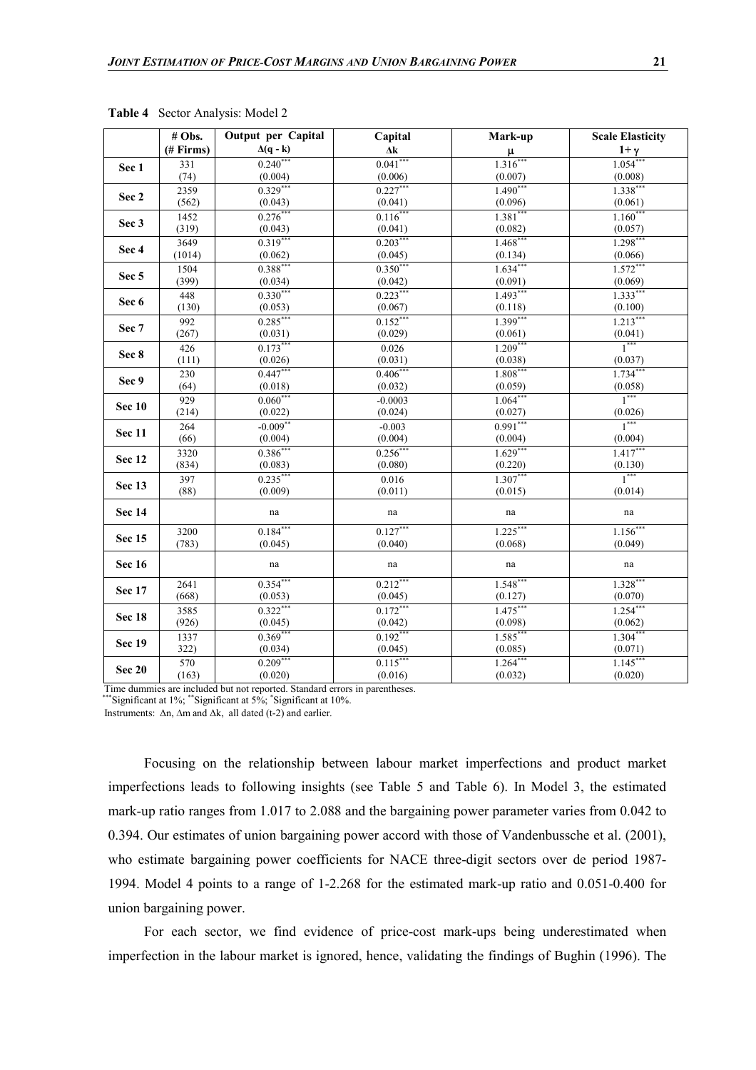**Table 4** Sector Analysis: Model 2

| | # Obs. (# Firms) | Output per Capital $\Delta(q - k)$ | Capital $\Delta k$ | Mark-up $\mu$ | Scale Elasticity $1+\gamma$ |
|---|---|---|---|---|---|
| **Sec 1** | 331 (74) | 0.240*** (0.004) | 0.041*** (0.006) | 1.316*** (0.007) | 1.054*** (0.008) |
| **Sec 2** | 2359 (562) | 0.329*** (0.043) | 0.227*** (0.041) | 1.490*** (0.096) | 1.338*** (0.061) |
| **Sec 3** | 1452 (319) | 0.276*** (0.043) | 0.116*** (0.041) | 1.381*** (0.082) | 1.160*** (0.057) |
| **Sec 4** | 3649 (1014) | 0.319*** (0.062) | 0.203*** (0.045) | 1.468*** (0.134) | 1.298*** (0.066) |
| **Sec 5** | 1504 (399) | 0.388*** (0.034) | 0.350*** (0.042) | 1.634*** (0.091) | 1.572*** (0.069) |
| **Sec 6** | 448 (130) | 0.330*** (0.053) | 0.223*** (0.067) | 1.493*** (0.118) | 1.333*** (0.100) |
| **Sec 7** | 992 (267) | 0.285*** (0.031) | 0.152*** (0.029) | 1.399*** (0.061) | 1.213*** (0.041) |
| **Sec 8** | 426 (111) | 0.173*** (0.026) | 0.026 (0.031) | 1.209*** (0.038) | 1*** (0.037) |
| **Sec 9** | 230 (64) | 0.447*** (0.018) | 0.406*** (0.032) | 1.808*** (0.059) | 1.734*** (0.058) |
| **Sec 10** | 929 (214) | 0.060*** (0.022) | -0.0003 (0.024) | 1.064*** (0.027) | 1*** (0.026) |
| **Sec 11** | 264 (66) | -0.009** (0.004) | -0.003 (0.004) | 0.991*** (0.004) | 1*** (0.004) |
| **Sec 12** | 3320 (834) | 0.386*** (0.083) | 0.256*** (0.080) | 1.629*** (0.220) | 1.417*** (0.130) |
| **Sec 13** | 397 (88) | 0.235*** (0.009) | 0.016 (0.011) | 1.307*** (0.015) | 1*** (0.014) |
| **Sec 14** | | na | na | na | na |
| **Sec 15** | 3200 (783) | 0.184*** (0.045) | 0.127*** (0.040) | 1.225*** (0.068) | 1.156*** (0.049) |
| **Sec 16** | | na | na | na | na |
| **Sec 17** | 2641 (668) | 0.354*** (0.053) | 0.212*** (0.045) | 1.548*** (0.127) | 1.328*** (0.070) |
| **Sec 18** | 3585 (926) | 0.322*** (0.045) | 0.172*** (0.042) | 1.475*** (0.098) | 1.254*** (0.062) |
| **Sec 19** | 1337 322) | 0.369*** (0.034) | 0.192*** (0.045) | 1.585*** (0.085) | 1.304*** (0.071) |
| **Sec 20** | 570 (163) | 0.209*** (0.020) | 0.115*** (0.016) | 1.264*** (0.032) | 1.145*** (0.020) |

Time dummies are included but not reported. Standard errors in parentheses.
***Significant at 1%; **Significant at 5%; *Significant at 10%.
Instruments: $\Delta n$, $\Delta m$ and $\Delta k$, all dated (t-2) and earlier.

Focusing on the relationship between labour market imperfections and product market imperfections leads to following insights (see Table 5 and Table 6). In Model 3, the estimated mark-up ratio ranges from 1.017 to 2.088 and the bargaining power parameter varies from 0.042 to 0.394. Our estimates of union bargaining power accord with those of Vandenbussche et al. (2001), who estimate bargaining power coefficients for NACE three-digit sectors over de period 1987-1994. Model 4 points to a range of 1-2.268 for the estimated mark-up ratio and 0.051-0.400 for union bargaining power.

For each sector, we find evidence of price-cost mark-ups being underestimated when imperfection in the labour market is ignored, hence, validating the findings of Bughin (1996). The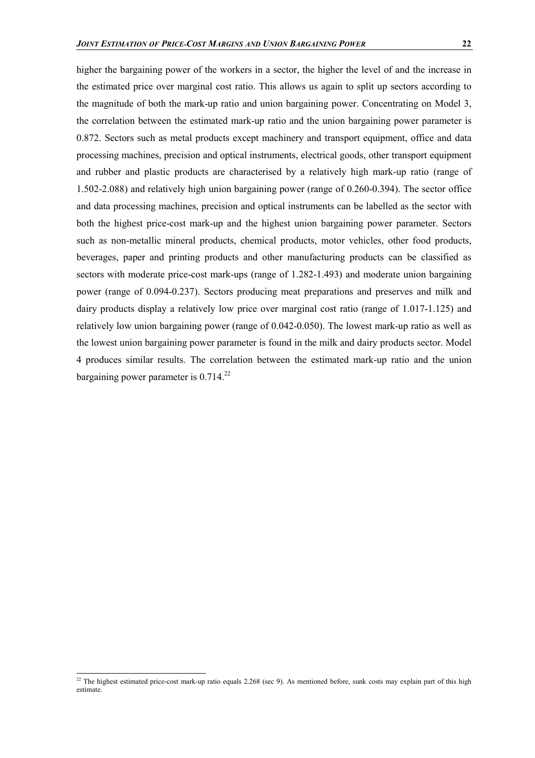higher the bargaining power of the workers in a sector, the higher the level of and the increase in the estimated price over marginal cost ratio. This allows us again to split up sectors according to the magnitude of both the mark-up ratio and union bargaining power. Concentrating on Model 3, the correlation between the estimated mark-up ratio and the union bargaining power parameter is 0.872. Sectors such as metal products except machinery and transport equipment, office and data processing machines, precision and optical instruments, electrical goods, other transport equipment and rubber and plastic products are characterised by a relatively high mark-up ratio (range of 1.502-2.088) and relatively high union bargaining power (range of 0.260-0.394). The sector office and data processing machines, precision and optical instruments can be labelled as the sector with both the highest price-cost mark-up and the highest union bargaining power parameter. Sectors such as non-metallic mineral products, chemical products, motor vehicles, other food products, beverages, paper and printing products and other manufacturing products can be classified as sectors with moderate price-cost mark-ups (range of 1.282-1.493) and moderate union bargaining power (range of 0.094-0.237). Sectors producing meat preparations and preserves and milk and dairy products display a relatively low price over marginal cost ratio (range of 1.017-1.125) and relatively low union bargaining power (range of 0.042-0.050). The lowest mark-up ratio as well as the lowest union bargaining power parameter is found in the milk and dairy products sector. Model 4 produces similar results. The correlation between the estimated mark-up ratio and the union bargaining power parameter is 0.714.[22]

[22] The highest estimated price-cost mark-up ratio equals 2.268 (sec 9). As mentioned before, sunk costs may explain part of this high estimate.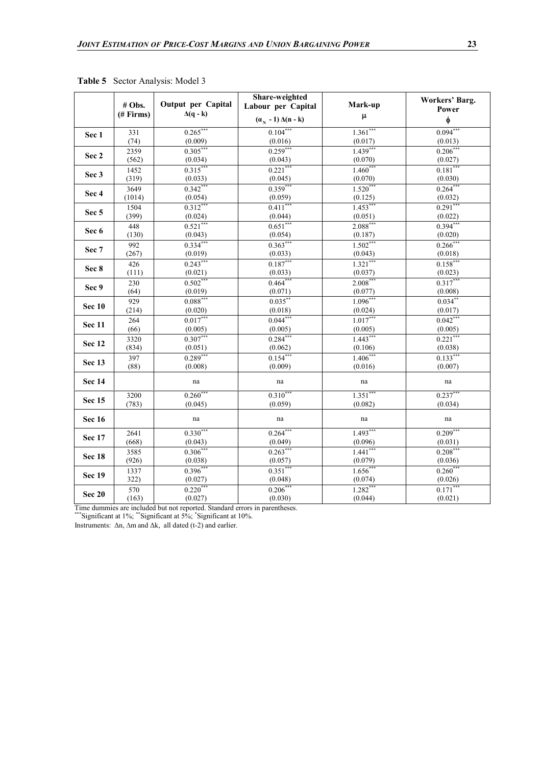**Table 5** Sector Analysis: Model 3

| | # Obs. (# Firms) | Output per Capital $\Delta(q - k)$ | Share-weighted Labour per Capital $(\alpha_N - 1)\,\Delta(n - k)$ | Mark-up $\mu$ | Workers' Barg. Power $\phi$ |
|---|---|---|---|---|---|
| **Sec 1** | 331 (74) | 0.265*** (0.009) | 0.104*** (0.016) | 1.361*** (0.017) | 0.094*** (0.013) |
| **Sec 2** | 2359 (562) | 0.305*** (0.034) | 0.259*** (0.043) | 1.439*** (0.070) | 0.206*** (0.027) |
| **Sec 3** | 1452 (319) | 0.315*** (0.033) | 0.221*** (0.045) | 1.460*** (0.070) | 0.181*** (0.030) |
| **Sec 4** | 3649 (1014) | 0.342*** (0.054) | 0.359*** (0.059) | 1.520*** (0.125) | 0.264*** (0.032) |
| **Sec 5** | 1504 (399) | 0.312*** (0.024) | 0.411*** (0.044) | 1.453*** (0.051) | 0.291*** (0.022) |
| **Sec 6** | 448 (130) | 0.521*** (0.043) | 0.651*** (0.054) | 2.088*** (0.187) | 0.394*** (0.020) |
| **Sec 7** | 992 (267) | 0.334*** (0.019) | 0.363*** (0.033) | 1.502*** (0.043) | 0.266*** (0.018) |
| **Sec 8** | 426 (111) | 0.243*** (0.021) | 0.187*** (0.033) | 1.321*** (0.037) | 0.158*** (0.023) |
| **Sec 9** | 230 (64) | 0.502*** (0.019) | 0.464*** (0.071) | 2.008*** (0.077) | 0.317*** (0.008) |
| **Sec 10** | 929 (214) | 0.088*** (0.020) | 0.035** (0.018) | 1.096*** (0.024) | 0.034** (0.017) |
| **Sec 11** | 264 (66) | 0.017*** (0.005) | 0.044*** (0.005) | 1.017*** (0.005) | 0.042*** (0.005) |
| **Sec 12** | 3320 (834) | 0.307*** (0.051) | 0.284*** (0.062) | 1.443*** (0.106) | 0.221*** (0.038) |
| **Sec 13** | 397 (88) | 0.289*** (0.008) | 0.154*** (0.009) | 1.406*** (0.016) | 0.133*** (0.007) |
| **Sec 14** | | na | na | na | na |
| **Sec 15** | 3200 (783) | 0.260*** (0.045) | 0.310*** (0.059) | 1.351*** (0.082) | 0.237*** (0.034) |
| **Sec 16** | | na | na | na | na |
| **Sec 17** | 2641 (668) | 0.330*** (0.043) | 0.264*** (0.049) | 1.493*** (0.096) | 0.209*** (0.031) |
| **Sec 18** | 3585 (926) | 0.306*** (0.038) | 0.263*** (0.057) | 1.441*** (0.079) | 0.208*** (0.036) |
| **Sec 19** | 1337 322) | 0.396*** (0.027) | 0.351*** (0.048) | 1.656*** (0.074) | 0.260*** (0.026) |
| **Sec 20** | 570 (163) | 0.220*** (0.027) | 0.206*** (0.030) | 1.282*** (0.044) | 0.171*** (0.021) |

Time dummies are included but not reported. Standard errors in parentheses.
***Significant at 1%; **Significant at 5%; *Significant at 10%.
Instruments: $\Delta n$, $\Delta m$ and $\Delta k$, all dated (t-2) and earlier.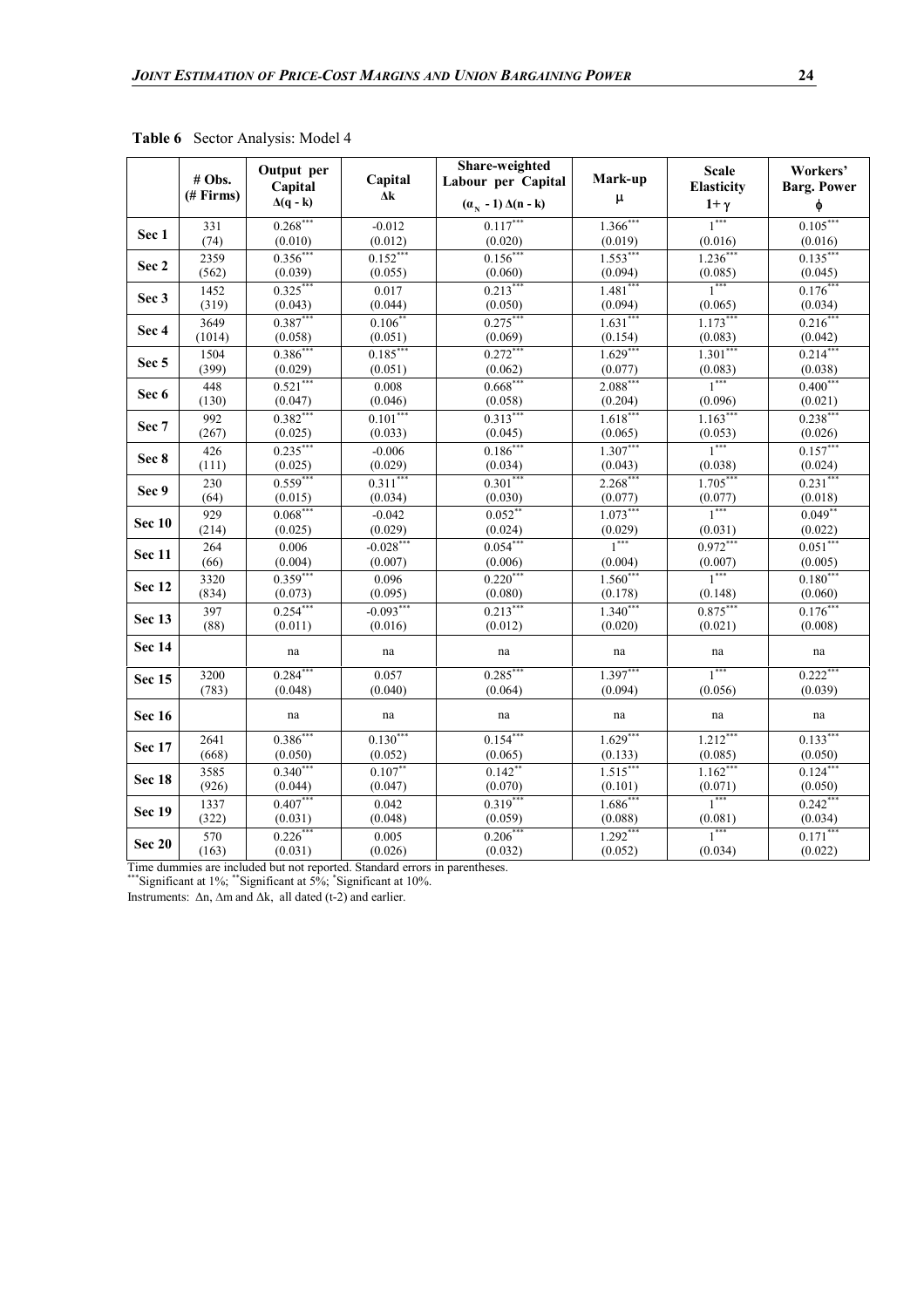**Table 6** Sector Analysis: Model 4

| | # Obs. (# Firms) | Output per Capital $\Delta(q - k)$ | Capital $\Delta k$ | Share-weighted Labour per Capital $(\alpha_N - 1)\,\Delta(n - k)$ | Mark-up $\mu$ | Scale Elasticity $1+\gamma$ | Workers' Barg. Power $\phi$ |
|---|---|---|---|---|---|---|---|
| **Sec 1** | 331 | $0.268^{***}$ | -0.012 | $0.117^{***}$ | $1.366^{***}$ | $1^{***}$ | $0.105^{***}$ |
| | (74) | (0.010) | (0.012) | (0.020) | (0.019) | (0.016) | (0.016) |
| **Sec 2** | 2359 | $0.356^{***}$ | $0.152^{***}$ | $0.156^{***}$ | $1.553^{***}$ | $1.236^{***}$ | $0.135^{***}$ |
| | (562) | (0.039) | (0.055) | (0.060) | (0.094) | (0.085) | (0.045) |
| **Sec 3** | 1452 | $0.325^{***}$ | 0.017 | $0.213^{***}$ | $1.481^{***}$ | $1^{***}$ | $0.176^{***}$ |
| | (319) | (0.043) | (0.044) | (0.050) | (0.094) | (0.065) | (0.034) |
| **Sec 4** | 3649 | $0.387^{***}$ | $0.106^{**}$ | $0.275^{***}$ | $1.631^{***}$ | $1.173^{***}$ | $0.216^{***}$ |
| | (1014) | (0.058) | (0.051) | (0.069) | (0.154) | (0.083) | (0.042) |
| **Sec 5** | 1504 | $0.386^{***}$ | $0.185^{***}$ | $0.272^{***}$ | $1.629^{***}$ | $1.301^{***}$ | $0.214^{***}$ |
| | (399) | (0.029) | (0.051) | (0.062) | (0.077) | (0.083) | (0.038) |
| **Sec 6** | 448 | $0.521^{***}$ | 0.008 | $0.668^{***}$ | $2.088^{***}$ | $1^{***}$ | $0.400^{***}$ |
| | (130) | (0.047) | (0.046) | (0.058) | (0.204) | (0.096) | (0.021) |
| **Sec 7** | 992 | $0.382^{***}$ | $0.101^{***}$ | $0.313^{***}$ | $1.618^{***}$ | $1.163^{***}$ | $0.238^{***}$ |
| | (267) | (0.025) | (0.033) | (0.045) | (0.065) | (0.053) | (0.026) |
| **Sec 8** | 426 | $0.235^{***}$ | -0.006 | $0.186^{***}$ | $1.307^{***}$ | $1^{***}$ | $0.157^{***}$ |
| | (111) | (0.025) | (0.029) | (0.034) | (0.043) | (0.038) | (0.024) |
| **Sec 9** | 230 | $0.559^{***}$ | $0.311^{***}$ | $0.301^{***}$ | $2.268^{***}$ | $1.705^{***}$ | $0.231^{***}$ |
| | (64) | (0.015) | (0.034) | (0.030) | (0.077) | (0.077) | (0.018) |
| **Sec 10** | 929 | $0.068^{***}$ | -0.042 | $0.052^{**}$ | $1.073^{***}$ | $1^{***}$ | $0.049^{**}$ |
| | (214) | (0.025) | (0.029) | (0.024) | (0.029) | (0.031) | (0.022) |
| **Sec 11** | 264 | 0.006 | $-0.028^{***}$ | $0.054^{***}$ | $1^{***}$ | $0.972^{***}$ | $0.051^{***}$ |
| | (66) | (0.004) | (0.007) | (0.006) | (0.004) | (0.007) | (0.005) |
| **Sec 12** | 3320 | $0.359^{***}$ | 0.096 | $0.220^{***}$ | $1.560^{***}$ | $1^{***}$ | $0.180^{***}$ |
| | (834) | (0.073) | (0.095) | (0.080) | (0.178) | (0.148) | (0.060) |
| **Sec 13** | 397 | $0.254^{***}$ | $-0.093^{***}$ | $0.213^{***}$ | $1.340^{***}$ | $0.875^{***}$ | $0.176^{***}$ |
| | (88) | (0.011) | (0.016) | (0.012) | (0.020) | (0.021) | (0.008) |
| **Sec 14** | | na | na | na | na | na | na |
| **Sec 15** | 3200 | $0.284^{***}$ | 0.057 | $0.285^{***}$ | $1.397^{***}$ | $1^{***}$ | $0.222^{***}$ |
| | (783) | (0.048) | (0.040) | (0.064) | (0.094) | (0.056) | (0.039) |
| **Sec 16** | | na | na | na | na | na | na |
| **Sec 17** | 2641 | $0.386^{***}$ | $0.130^{***}$ | $0.154^{***}$ | $1.629^{***}$ | $1.212^{***}$ | $0.133^{***}$ |
| | (668) | (0.050) | (0.052) | (0.065) | (0.133) | (0.085) | (0.050) |
| **Sec 18** | 3585 | $0.340^{***}$ | $0.107^{**}$ | $0.142^{**}$ | $1.515^{***}$ | $1.162^{***}$ | $0.124^{***}$ |
| | (926) | (0.044) | (0.047) | (0.070) | (0.101) | (0.071) | (0.050) |
| **Sec 19** | 1337 | $0.407^{***}$ | 0.042 | $0.319^{***}$ | $1.686^{***}$ | $1^{***}$ | $0.242^{***}$ |
| | (322) | (0.031) | (0.048) | (0.059) | (0.088) | (0.081) | (0.034) |
| **Sec 20** | 570 | $0.226^{***}$ | 0.005 | $0.206^{***}$ | $1.292^{***}$ | $1^{***}$ | $0.171^{***}$ |
| | (163) | (0.031) | (0.026) | (0.032) | (0.052) | (0.034) | (0.022) |

Time dummies are included but not reported. Standard errors in parentheses.
***Significant at 1%; **Significant at 5%; *Significant at 10%.
Instruments: $\Delta n$, $\Delta m$ and $\Delta k$, all dated (t-2) and earlier.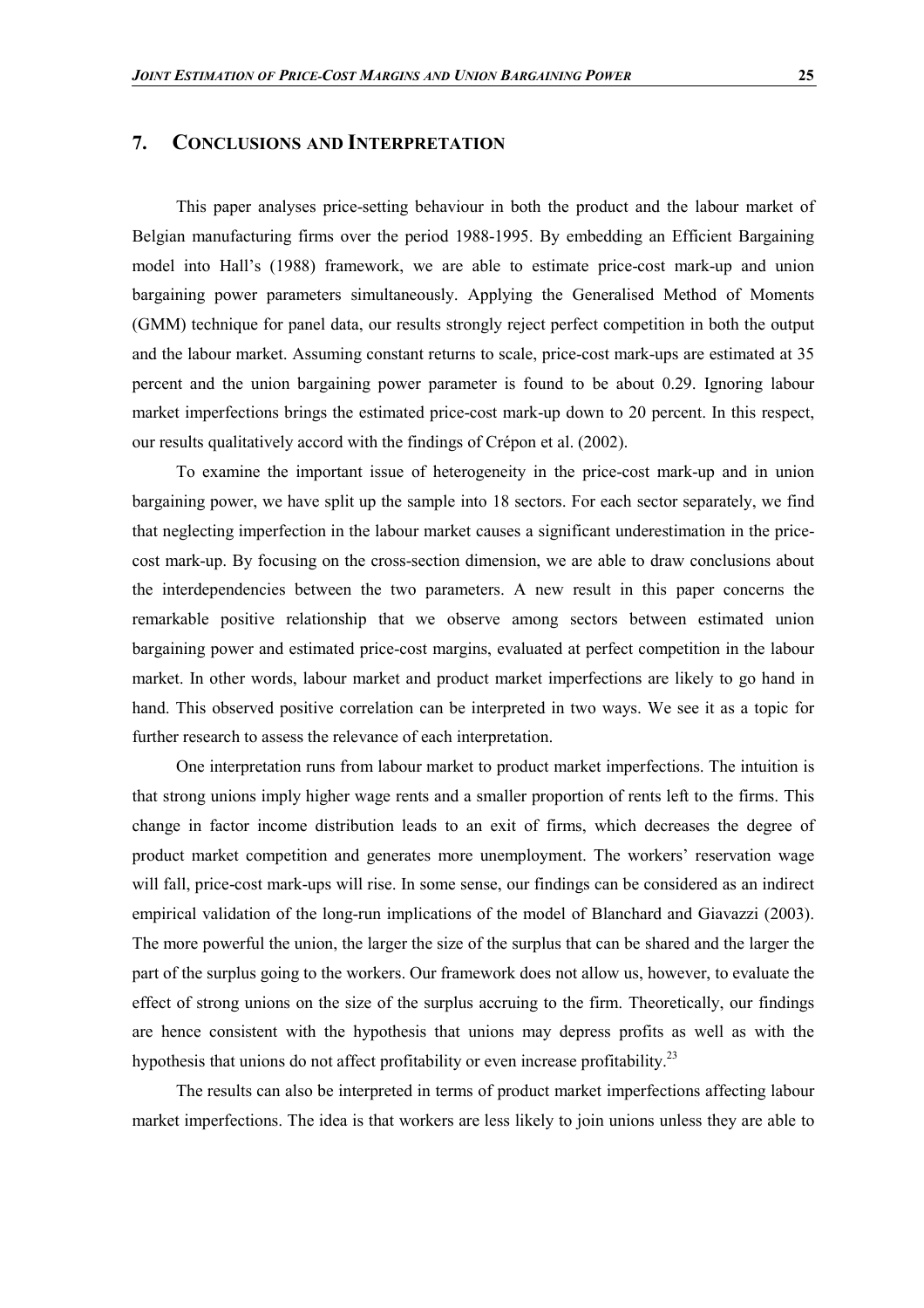## 7. CONCLUSIONS AND INTERPRETATION

This paper analyses price-setting behaviour in both the product and the labour market of Belgian manufacturing firms over the period 1988-1995. By embedding an Efficient Bargaining model into Hall's (1988) framework, we are able to estimate price-cost mark-up and union bargaining power parameters simultaneously. Applying the Generalised Method of Moments (GMM) technique for panel data, our results strongly reject perfect competition in both the output and the labour market. Assuming constant returns to scale, price-cost mark-ups are estimated at 35 percent and the union bargaining power parameter is found to be about 0.29. Ignoring labour market imperfections brings the estimated price-cost mark-up down to 20 percent. In this respect, our results qualitatively accord with the findings of Crépon et al. (2002).

To examine the important issue of heterogeneity in the price-cost mark-up and in union bargaining power, we have split up the sample into 18 sectors. For each sector separately, we find that neglecting imperfection in the labour market causes a significant underestimation in the price-cost mark-up. By focusing on the cross-section dimension, we are able to draw conclusions about the interdependencies between the two parameters. A new result in this paper concerns the remarkable positive relationship that we observe among sectors between estimated union bargaining power and estimated price-cost margins, evaluated at perfect competition in the labour market. In other words, labour market and product market imperfections are likely to go hand in hand. This observed positive correlation can be interpreted in two ways. We see it as a topic for further research to assess the relevance of each interpretation.

One interpretation runs from labour market to product market imperfections. The intuition is that strong unions imply higher wage rents and a smaller proportion of rents left to the firms. This change in factor income distribution leads to an exit of firms, which decreases the degree of product market competition and generates more unemployment. The workers' reservation wage will fall, price-cost mark-ups will rise. In some sense, our findings can be considered as an indirect empirical validation of the long-run implications of the model of Blanchard and Giavazzi (2003). The more powerful the union, the larger the size of the surplus that can be shared and the larger the part of the surplus going to the workers. Our framework does not allow us, however, to evaluate the effect of strong unions on the size of the surplus accruing to the firm. Theoretically, our findings are hence consistent with the hypothesis that unions may depress profits as well as with the hypothesis that unions do not affect profitability or even increase profitability.[23]

The results can also be interpreted in terms of product market imperfections affecting labour market imperfections. The idea is that workers are less likely to join unions unless they are able to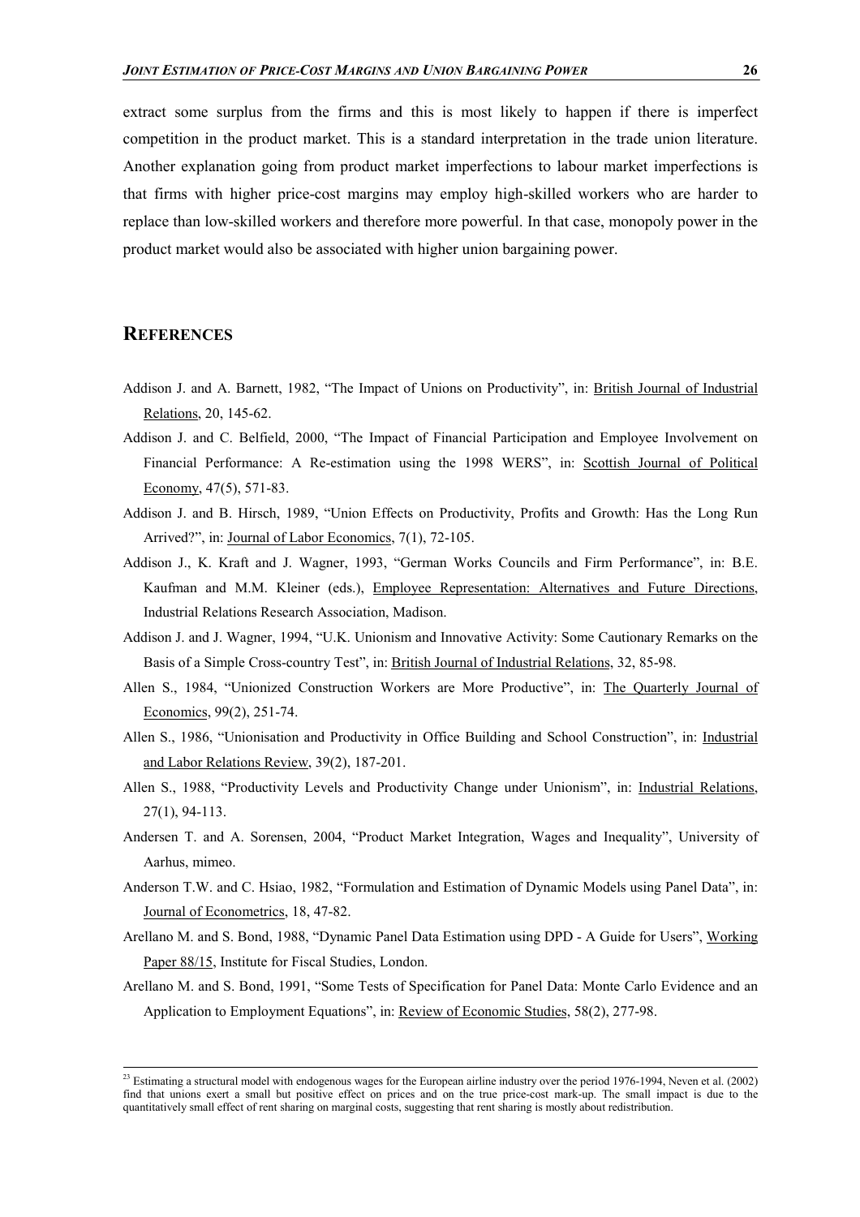extract some surplus from the firms and this is most likely to happen if there is imperfect competition in the product market. This is a standard interpretation in the trade union literature. Another explanation going from product market imperfections to labour market imperfections is that firms with higher price-cost margins may employ high-skilled workers who are harder to replace than low-skilled workers and therefore more powerful. In that case, monopoly power in the product market would also be associated with higher union bargaining power.

## REFERENCES

Addison J. and A. Barnett, 1982, "The Impact of Unions on Productivity", in: British Journal of Industrial Relations, 20, 145-62.

Addison J. and C. Belfield, 2000, "The Impact of Financial Participation and Employee Involvement on Financial Performance: A Re-estimation using the 1998 WERS", in: Scottish Journal of Political Economy, 47(5), 571-83.

Addison J. and B. Hirsch, 1989, "Union Effects on Productivity, Profits and Growth: Has the Long Run Arrived?", in: Journal of Labor Economics, 7(1), 72-105.

Addison J., K. Kraft and J. Wagner, 1993, "German Works Councils and Firm Performance", in: B.E. Kaufman and M.M. Kleiner (eds.), Employee Representation: Alternatives and Future Directions, Industrial Relations Research Association, Madison.

Addison J. and J. Wagner, 1994, "U.K. Unionism and Innovative Activity: Some Cautionary Remarks on the Basis of a Simple Cross-country Test", in: British Journal of Industrial Relations, 32, 85-98.

Allen S., 1984, "Unionized Construction Workers are More Productive", in: The Quarterly Journal of Economics, 99(2), 251-74.

Allen S., 1986, "Unionisation and Productivity in Office Building and School Construction", in: Industrial and Labor Relations Review, 39(2), 187-201.

Allen S., 1988, "Productivity Levels and Productivity Change under Unionism", in: Industrial Relations, 27(1), 94-113.

Andersen T. and A. Sorensen, 2004, "Product Market Integration, Wages and Inequality", University of Aarhus, mimeo.

Anderson T.W. and C. Hsiao, 1982, "Formulation and Estimation of Dynamic Models using Panel Data", in: Journal of Econometrics, 18, 47-82.

Arellano M. and S. Bond, 1988, "Dynamic Panel Data Estimation using DPD - A Guide for Users", Working Paper 88/15, Institute for Fiscal Studies, London.

Arellano M. and S. Bond, 1991, "Some Tests of Specification for Panel Data: Monte Carlo Evidence and an Application to Employment Equations", in: Review of Economic Studies, 58(2), 277-98.

---

[23] Estimating a structural model with endogenous wages for the European airline industry over the period 1976-1994, Neven et al. (2002) find that unions exert a small but positive effect on prices and on the true price-cost mark-up. The small impact is due to the quantitatively small effect of rent sharing on marginal costs, suggesting that rent sharing is mostly about redistribution.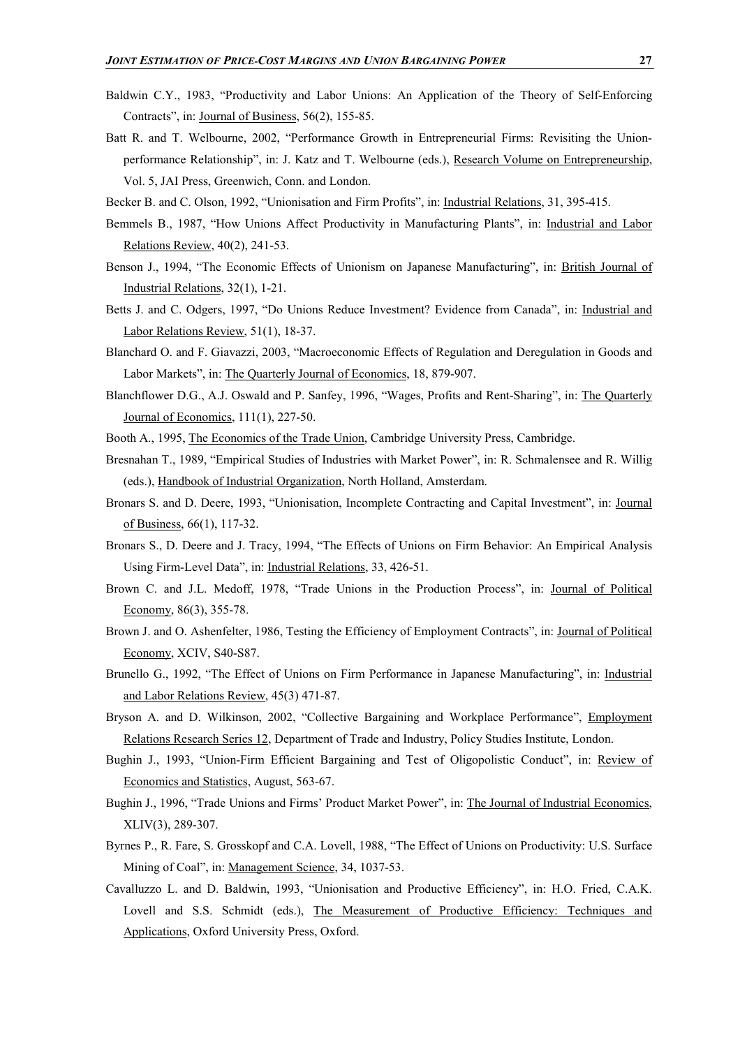Baldwin C.Y., 1983, "Productivity and Labor Unions: An Application of the Theory of Self-Enforcing Contracts", in: Journal of Business, 56(2), 155-85.

Batt R. and T. Welbourne, 2002, "Performance Growth in Entrepreneurial Firms: Revisiting the Union-performance Relationship", in: J. Katz and T. Welbourne (eds.), Research Volume on Entrepreneurship, Vol. 5, JAI Press, Greenwich, Conn. and London.

Becker B. and C. Olson, 1992, "Unionisation and Firm Profits", in: Industrial Relations, 31, 395-415.

Bemmels B., 1987, "How Unions Affect Productivity in Manufacturing Plants", in: Industrial and Labor Relations Review, 40(2), 241-53.

Benson J., 1994, "The Economic Effects of Unionism on Japanese Manufacturing", in: British Journal of Industrial Relations, 32(1), 1-21.

Betts J. and C. Odgers, 1997, "Do Unions Reduce Investment? Evidence from Canada", in: Industrial and Labor Relations Review, 51(1), 18-37.

Blanchard O. and F. Giavazzi, 2003, "Macroeconomic Effects of Regulation and Deregulation in Goods and Labor Markets", in: The Quarterly Journal of Economics, 18, 879-907.

Blanchflower D.G., A.J. Oswald and P. Sanfey, 1996, "Wages, Profits and Rent-Sharing", in: The Quarterly Journal of Economics, 111(1), 227-50.

Booth A., 1995, The Economics of the Trade Union, Cambridge University Press, Cambridge.

Bresnahan T., 1989, "Empirical Studies of Industries with Market Power", in: R. Schmalensee and R. Willig (eds.), Handbook of Industrial Organization, North Holland, Amsterdam.

Bronars S. and D. Deere, 1993, "Unionisation, Incomplete Contracting and Capital Investment", in: Journal of Business, 66(1), 117-32.

Bronars S., D. Deere and J. Tracy, 1994, "The Effects of Unions on Firm Behavior: An Empirical Analysis Using Firm-Level Data", in: Industrial Relations, 33, 426-51.

Brown C. and J.L. Medoff, 1978, "Trade Unions in the Production Process", in: Journal of Political Economy, 86(3), 355-78.

Brown J. and O. Ashenfelter, 1986, Testing the Efficiency of Employment Contracts", in: Journal of Political Economy, XCIV, S40-S87.

Brunello G., 1992, "The Effect of Unions on Firm Performance in Japanese Manufacturing", in: Industrial and Labor Relations Review, 45(3) 471-87.

Bryson A. and D. Wilkinson, 2002, "Collective Bargaining and Workplace Performance", Employment Relations Research Series 12, Department of Trade and Industry, Policy Studies Institute, London.

Bughin J., 1993, "Union-Firm Efficient Bargaining and Test of Oligopolistic Conduct", in: Review of Economics and Statistics, August, 563-67.

Bughin J., 1996, "Trade Unions and Firms' Product Market Power", in: The Journal of Industrial Economics, XLIV(3), 289-307.

Byrnes P., R. Fare, S. Grosskopf and C.A. Lovell, 1988, "The Effect of Unions on Productivity: U.S. Surface Mining of Coal", in: Management Science, 34, 1037-53.

Cavalluzzo L. and D. Baldwin, 1993, "Unionisation and Productive Efficiency", in: H.O. Fried, C.A.K. Lovell and S.S. Schmidt (eds.), The Measurement of Productive Efficiency: Techniques and Applications, Oxford University Press, Oxford.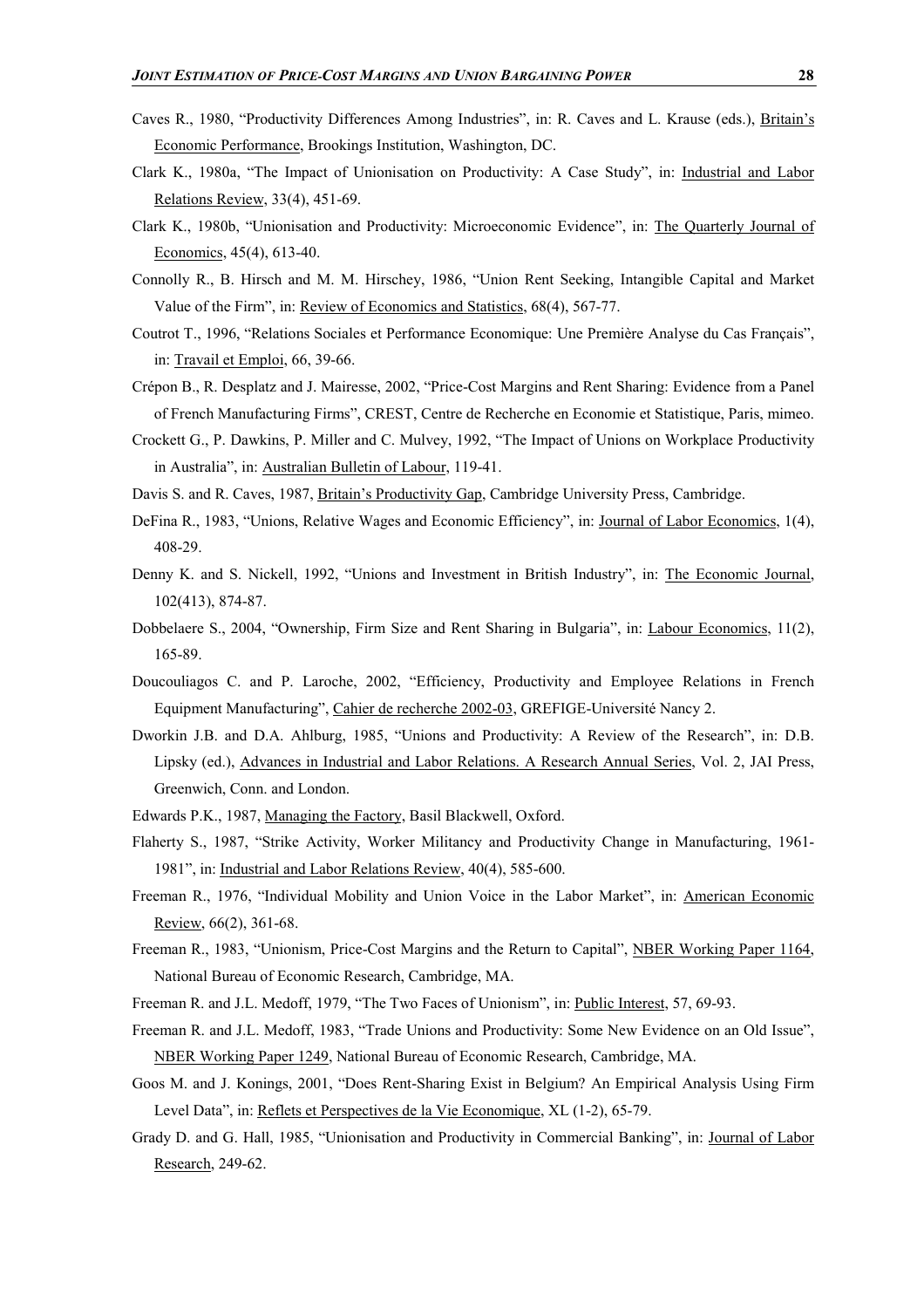Caves R., 1980, "Productivity Differences Among Industries", in: R. Caves and L. Krause (eds.), Britain's Economic Performance, Brookings Institution, Washington, DC.

Clark K., 1980a, "The Impact of Unionisation on Productivity: A Case Study", in: Industrial and Labor Relations Review, 33(4), 451-69.

Clark K., 1980b, "Unionisation and Productivity: Microeconomic Evidence", in: The Quarterly Journal of Economics, 45(4), 613-40.

Connolly R., B. Hirsch and M. M. Hirschey, 1986, "Union Rent Seeking, Intangible Capital and Market Value of the Firm", in: Review of Economics and Statistics, 68(4), 567-77.

Coutrot T., 1996, "Relations Sociales et Performance Economique: Une Première Analyse du Cas Français", in: Travail et Emploi, 66, 39-66.

Crépon B., R. Desplatz and J. Mairesse, 2002, "Price-Cost Margins and Rent Sharing: Evidence from a Panel of French Manufacturing Firms", CREST, Centre de Recherche en Economie et Statistique, Paris, mimeo.

Crockett G., P. Dawkins, P. Miller and C. Mulvey, 1992, "The Impact of Unions on Workplace Productivity in Australia", in: Australian Bulletin of Labour, 119-41.

Davis S. and R. Caves, 1987, Britain's Productivity Gap, Cambridge University Press, Cambridge.

DeFina R., 1983, "Unions, Relative Wages and Economic Efficiency", in: Journal of Labor Economics, 1(4), 408-29.

Denny K. and S. Nickell, 1992, "Unions and Investment in British Industry", in: The Economic Journal, 102(413), 874-87.

Dobbelaere S., 2004, "Ownership, Firm Size and Rent Sharing in Bulgaria", in: Labour Economics, 11(2), 165-89.

Doucouliagos C. and P. Laroche, 2002, "Efficiency, Productivity and Employee Relations in French Equipment Manufacturing", Cahier de recherche 2002-03, GREFIGE-Université Nancy 2.

Dworkin J.B. and D.A. Ahlburg, 1985, "Unions and Productivity: A Review of the Research", in: D.B. Lipsky (ed.), Advances in Industrial and Labor Relations. A Research Annual Series, Vol. 2, JAI Press, Greenwich, Conn. and London.

Edwards P.K., 1987, Managing the Factory, Basil Blackwell, Oxford.

Flaherty S., 1987, "Strike Activity, Worker Militancy and Productivity Change in Manufacturing, 1961-1981", in: Industrial and Labor Relations Review, 40(4), 585-600.

Freeman R., 1976, "Individual Mobility and Union Voice in the Labor Market", in: American Economic Review, 66(2), 361-68.

Freeman R., 1983, "Unionism, Price-Cost Margins and the Return to Capital", NBER Working Paper 1164, National Bureau of Economic Research, Cambridge, MA.

Freeman R. and J.L. Medoff, 1979, "The Two Faces of Unionism", in: Public Interest, 57, 69-93.

Freeman R. and J.L. Medoff, 1983, "Trade Unions and Productivity: Some New Evidence on an Old Issue", NBER Working Paper 1249, National Bureau of Economic Research, Cambridge, MA.

Goos M. and J. Konings, 2001, "Does Rent-Sharing Exist in Belgium? An Empirical Analysis Using Firm Level Data", in: Reflets et Perspectives de la Vie Economique, XL (1-2), 65-79.

Grady D. and G. Hall, 1985, "Unionisation and Productivity in Commercial Banking", in: Journal of Labor Research, 249-62.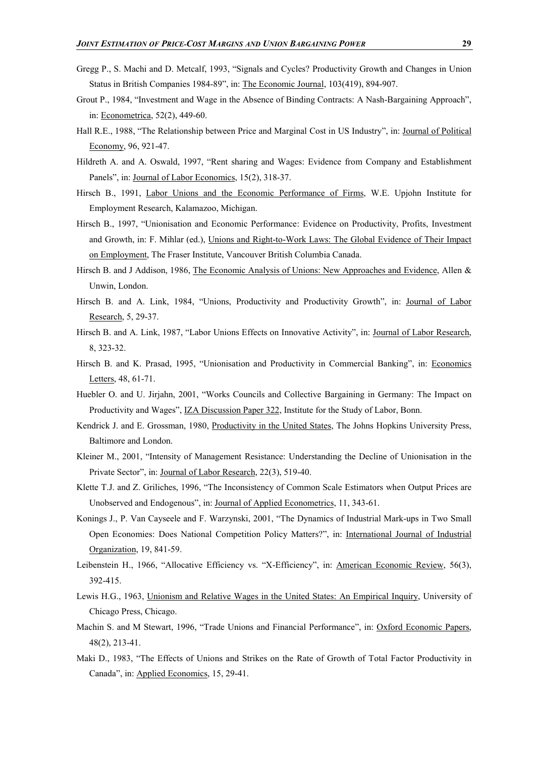Gregg P., S. Machi and D. Metcalf, 1993, "Signals and Cycles? Productivity Growth and Changes in Union Status in British Companies 1984-89", in: The Economic Journal, 103(419), 894-907.

Grout P., 1984, "Investment and Wage in the Absence of Binding Contracts: A Nash-Bargaining Approach", in: Econometrica, 52(2), 449-60.

Hall R.E., 1988, "The Relationship between Price and Marginal Cost in US Industry", in: Journal of Political Economy, 96, 921-47.

Hildreth A. and A. Oswald, 1997, "Rent sharing and Wages: Evidence from Company and Establishment Panels", in: Journal of Labor Economics, 15(2), 318-37.

Hirsch B., 1991, Labor Unions and the Economic Performance of Firms, W.E. Upjohn Institute for Employment Research, Kalamazoo, Michigan.

Hirsch B., 1997, "Unionisation and Economic Performance: Evidence on Productivity, Profits, Investment and Growth, in: F. Mihlar (ed.), Unions and Right-to-Work Laws: The Global Evidence of Their Impact on Employment, The Fraser Institute, Vancouver British Columbia Canada.

Hirsch B. and J Addison, 1986, The Economic Analysis of Unions: New Approaches and Evidence, Allen & Unwin, London.

Hirsch B. and A. Link, 1984, "Unions, Productivity and Productivity Growth", in: Journal of Labor Research, 5, 29-37.

Hirsch B. and A. Link, 1987, "Labor Unions Effects on Innovative Activity", in: Journal of Labor Research, 8, 323-32.

Hirsch B. and K. Prasad, 1995, "Unionisation and Productivity in Commercial Banking", in: Economics Letters, 48, 61-71.

Huebler O. and U. Jirjahn, 2001, "Works Councils and Collective Bargaining in Germany: The Impact on Productivity and Wages", IZA Discussion Paper 322, Institute for the Study of Labor, Bonn.

Kendrick J. and E. Grossman, 1980, Productivity in the United States, The Johns Hopkins University Press, Baltimore and London.

Kleiner M., 2001, "Intensity of Management Resistance: Understanding the Decline of Unionisation in the Private Sector", in: Journal of Labor Research, 22(3), 519-40.

Klette T.J. and Z. Griliches, 1996, "The Inconsistency of Common Scale Estimators when Output Prices are Unobserved and Endogenous", in: Journal of Applied Econometrics, 11, 343-61.

Konings J., P. Van Cayseele and F. Warzynski, 2001, "The Dynamics of Industrial Mark-ups in Two Small Open Economies: Does National Competition Policy Matters?", in: International Journal of Industrial Organization, 19, 841-59.

Leibenstein H., 1966, "Allocative Efficiency vs. "X-Efficiency", in: American Economic Review, 56(3), 392-415.

Lewis H.G., 1963, Unionism and Relative Wages in the United States: An Empirical Inquiry, University of Chicago Press, Chicago.

Machin S. and M Stewart, 1996, "Trade Unions and Financial Performance", in: Oxford Economic Papers, 48(2), 213-41.

Maki D., 1983, "The Effects of Unions and Strikes on the Rate of Growth of Total Factor Productivity in Canada", in: Applied Economics, 15, 29-41.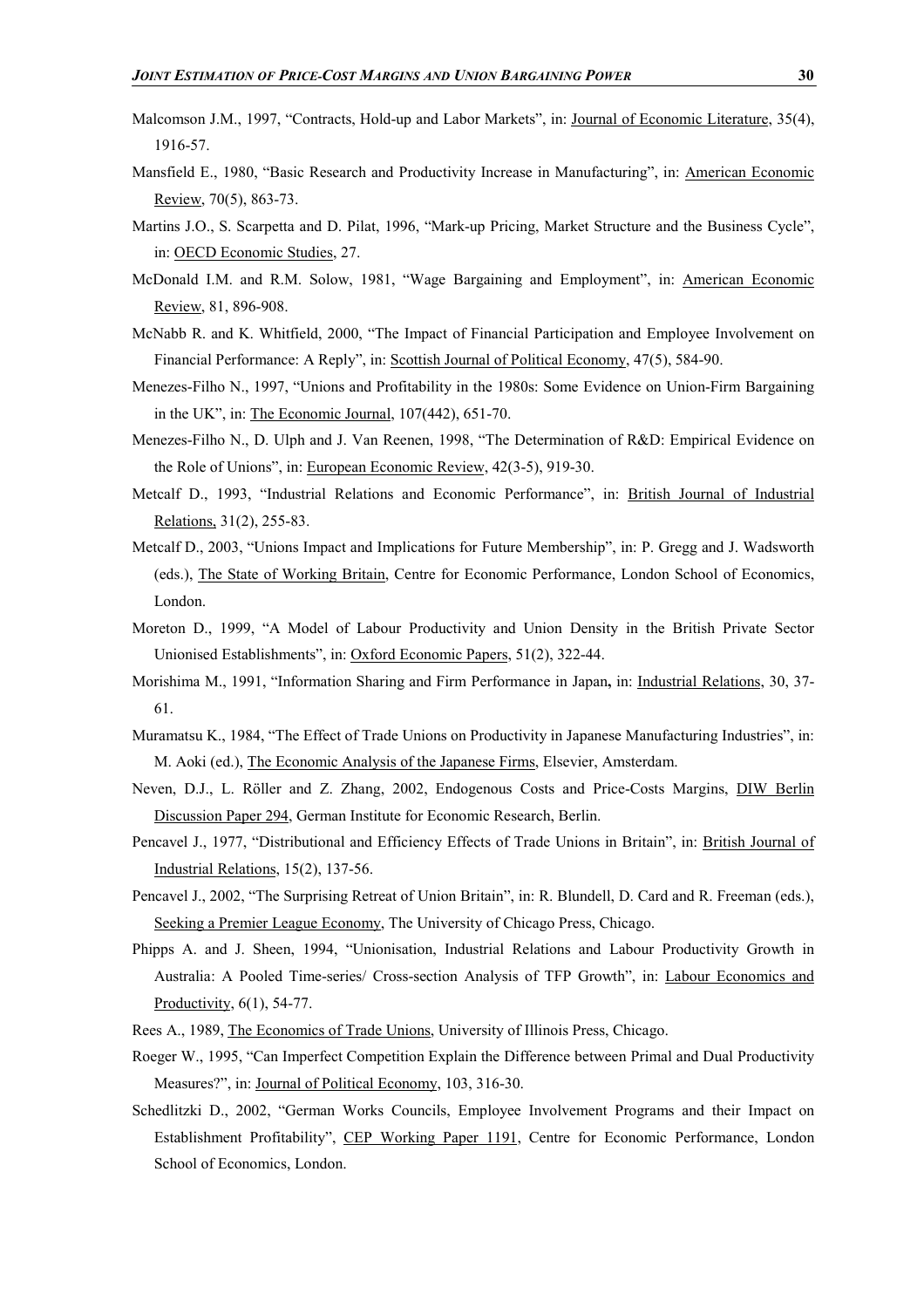Malcomson J.M., 1997, "Contracts, Hold-up and Labor Markets", in: Journal of Economic Literature, 35(4), 1916-57.

Mansfield E., 1980, "Basic Research and Productivity Increase in Manufacturing", in: American Economic Review, 70(5), 863-73.

Martins J.O., S. Scarpetta and D. Pilat, 1996, "Mark-up Pricing, Market Structure and the Business Cycle", in: OECD Economic Studies, 27.

McDonald I.M. and R.M. Solow, 1981, "Wage Bargaining and Employment", in: American Economic Review, 81, 896-908.

McNabb R. and K. Whitfield, 2000, "The Impact of Financial Participation and Employee Involvement on Financial Performance: A Reply", in: Scottish Journal of Political Economy, 47(5), 584-90.

Menezes-Filho N., 1997, "Unions and Profitability in the 1980s: Some Evidence on Union-Firm Bargaining in the UK", in: The Economic Journal, 107(442), 651-70.

Menezes-Filho N., D. Ulph and J. Van Reenen, 1998, "The Determination of R&D: Empirical Evidence on the Role of Unions", in: European Economic Review, 42(3-5), 919-30.

Metcalf D., 1993, "Industrial Relations and Economic Performance", in: British Journal of Industrial Relations, 31(2), 255-83.

Metcalf D., 2003, "Unions Impact and Implications for Future Membership", in: P. Gregg and J. Wadsworth (eds.), The State of Working Britain, Centre for Economic Performance, London School of Economics, London.

Moreton D., 1999, "A Model of Labour Productivity and Union Density in the British Private Sector Unionised Establishments", in: Oxford Economic Papers, 51(2), 322-44.

Morishima M., 1991, "Information Sharing and Firm Performance in Japan**,** in: Industrial Relations, 30, 37-61.

Muramatsu K., 1984, "The Effect of Trade Unions on Productivity in Japanese Manufacturing Industries", in: M. Aoki (ed.), The Economic Analysis of the Japanese Firms, Elsevier, Amsterdam.

Neven, D.J., L. Röller and Z. Zhang, 2002, Endogenous Costs and Price-Costs Margins, DIW Berlin Discussion Paper 294, German Institute for Economic Research, Berlin.

Pencavel J., 1977, "Distributional and Efficiency Effects of Trade Unions in Britain", in: British Journal of Industrial Relations, 15(2), 137-56.

Pencavel J., 2002, "The Surprising Retreat of Union Britain", in: R. Blundell, D. Card and R. Freeman (eds.), Seeking a Premier League Economy, The University of Chicago Press, Chicago.

Phipps A. and J. Sheen, 1994, "Unionisation, Industrial Relations and Labour Productivity Growth in Australia: A Pooled Time-series/ Cross-section Analysis of TFP Growth", in: Labour Economics and Productivity, 6(1), 54-77.

Rees A., 1989, The Economics of Trade Unions, University of Illinois Press, Chicago.

Roeger W., 1995, "Can Imperfect Competition Explain the Difference between Primal and Dual Productivity Measures?", in: Journal of Political Economy, 103, 316-30.

Schedlitzki D., 2002, "German Works Councils, Employee Involvement Programs and their Impact on Establishment Profitability", CEP Working Paper 1191, Centre for Economic Performance, London School of Economics, London.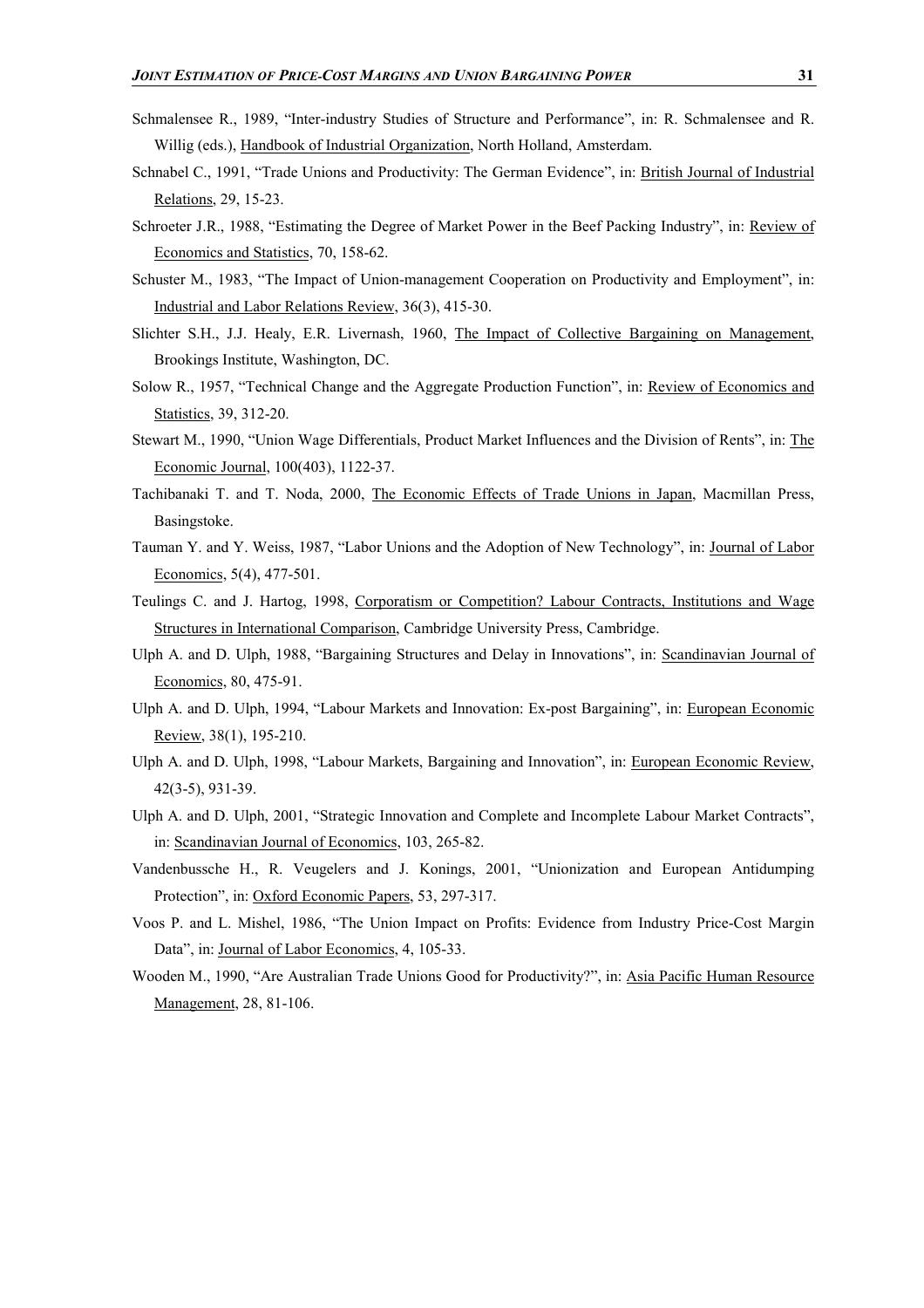Schmalensee R., 1989, "Inter-industry Studies of Structure and Performance", in: R. Schmalensee and R. Willig (eds.), Handbook of Industrial Organization, North Holland, Amsterdam.

Schnabel C., 1991, "Trade Unions and Productivity: The German Evidence", in: British Journal of Industrial Relations, 29, 15-23.

Schroeter J.R., 1988, "Estimating the Degree of Market Power in the Beef Packing Industry", in: Review of Economics and Statistics, 70, 158-62.

Schuster M., 1983, "The Impact of Union-management Cooperation on Productivity and Employment", in: Industrial and Labor Relations Review, 36(3), 415-30.

Slichter S.H., J.J. Healy, E.R. Livernash, 1960, The Impact of Collective Bargaining on Management, Brookings Institute, Washington, DC.

Solow R., 1957, "Technical Change and the Aggregate Production Function", in: Review of Economics and Statistics, 39, 312-20.

Stewart M., 1990, "Union Wage Differentials, Product Market Influences and the Division of Rents", in: The Economic Journal, 100(403), 1122-37.

Tachibanaki T. and T. Noda, 2000, The Economic Effects of Trade Unions in Japan, Macmillan Press, Basingstoke.

Tauman Y. and Y. Weiss, 1987, "Labor Unions and the Adoption of New Technology", in: Journal of Labor Economics, 5(4), 477-501.

Teulings C. and J. Hartog, 1998, Corporatism or Competition? Labour Contracts, Institutions and Wage Structures in International Comparison, Cambridge University Press, Cambridge.

Ulph A. and D. Ulph, 1988, "Bargaining Structures and Delay in Innovations", in: Scandinavian Journal of Economics, 80, 475-91.

Ulph A. and D. Ulph, 1994, "Labour Markets and Innovation: Ex-post Bargaining", in: European Economic Review, 38(1), 195-210.

Ulph A. and D. Ulph, 1998, "Labour Markets, Bargaining and Innovation", in: European Economic Review, 42(3-5), 931-39.

Ulph A. and D. Ulph, 2001, "Strategic Innovation and Complete and Incomplete Labour Market Contracts", in: Scandinavian Journal of Economics, 103, 265-82.

Vandenbussche H., R. Veugelers and J. Konings, 2001, "Unionization and European Antidumping Protection", in: Oxford Economic Papers, 53, 297-317.

Voos P. and L. Mishel, 1986, "The Union Impact on Profits: Evidence from Industry Price-Cost Margin Data", in: Journal of Labor Economics, 4, 105-33.

Wooden M., 1990, "Are Australian Trade Unions Good for Productivity?", in: Asia Pacific Human Resource Management, 28, 81-106.